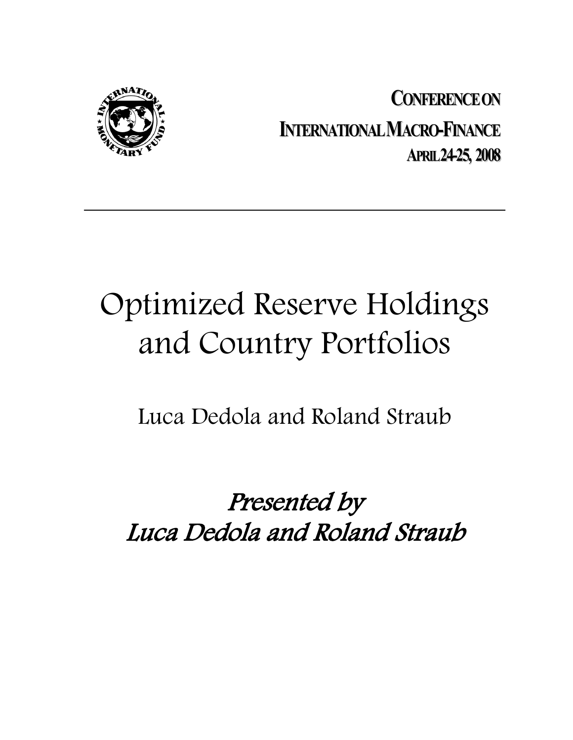**CONFERENCE ON**

**INTERNATIONAL MACRO-FINANCE**

**APRIL 24-25, 2008**

---

# Optimized Reserve Holdings and Country Portfolios

Luca Dedola and Roland Straub

*Presented by*
*Luca Dedola and Roland Straub*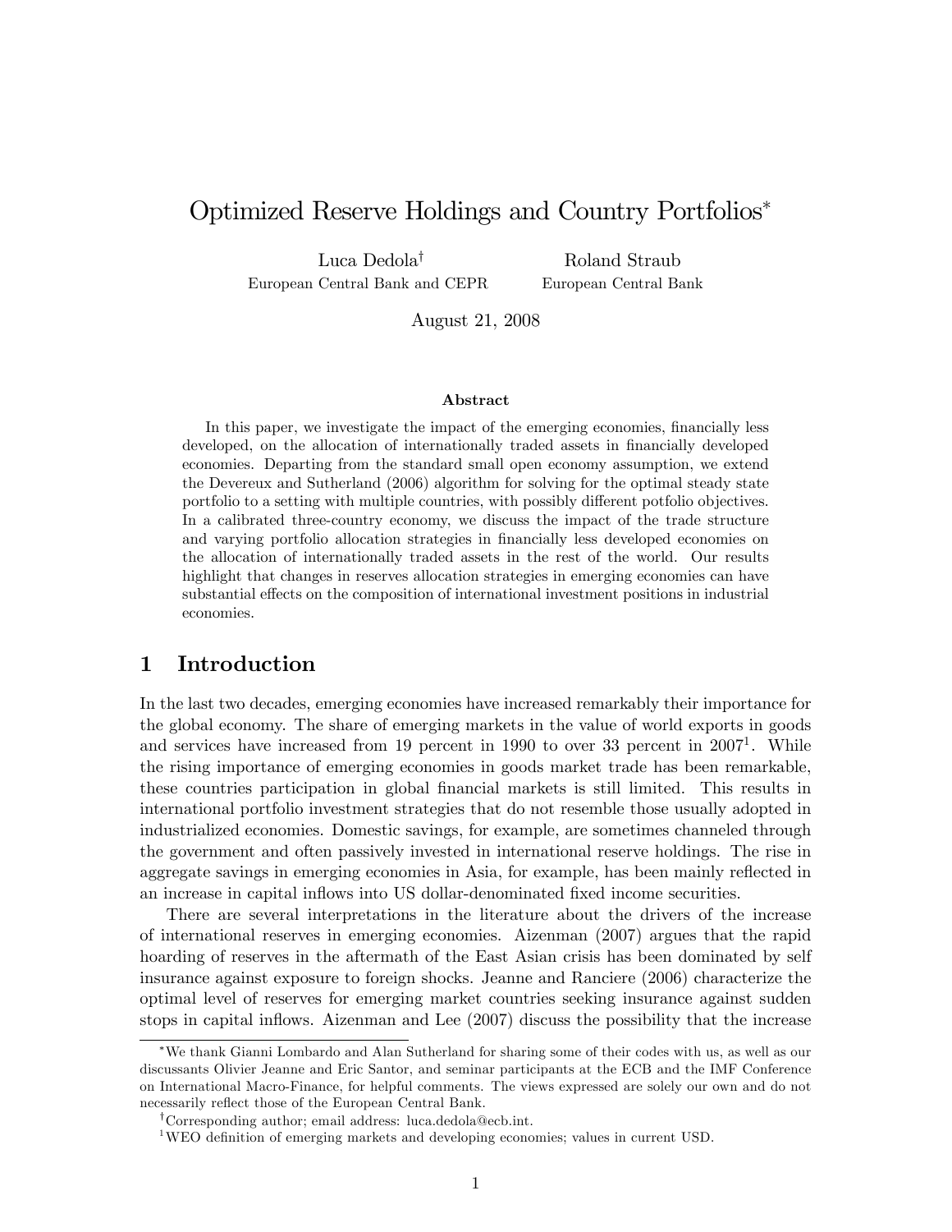# Optimized Reserve Holdings and Country Portfolios[*]

Luca Dedola[†]
European Central Bank and CEPR

Roland Straub
European Central Bank

August 21, 2008

### Abstract

In this paper, we investigate the impact of the emerging economies, financially less developed, on the allocation of internationally traded assets in financially developed economies. Departing from the standard small open economy assumption, we extend the Devereux and Sutherland (2006) algorithm for solving for the optimal steady state portfolio to a setting with multiple countries, with possibly different potfolio objectives. In a calibrated three-country economy, we discuss the impact of the trade structure and varying portfolio allocation strategies in financially less developed economies on the allocation of internationally traded assets in the rest of the world. Our results highlight that changes in reserves allocation strategies in emerging economies can have substantial effects on the composition of international investment positions in industrial economies.

## 1 Introduction

In the last two decades, emerging economies have increased remarkably their importance for the global economy. The share of emerging markets in the value of world exports in goods and services have increased from 19 percent in 1990 to over 33 percent in 2007[1]. While the rising importance of emerging economies in goods market trade has been remarkable, these countries participation in global financial markets is still limited. This results in international portfolio investment strategies that do not resemble those usually adopted in industrialized economies. Domestic savings, for example, are sometimes channeled through the government and often passively invested in international reserve holdings. The rise in aggregate savings in emerging economies in Asia, for example, has been mainly reflected in an increase in capital inflows into US dollar-denominated fixed income securities.

There are several interpretations in the literature about the drivers of the increase of international reserves in emerging economies. Aizenman (2007) argues that the rapid hoarding of reserves in the aftermath of the East Asian crisis has been dominated by self insurance against exposure to foreign shocks. Jeanne and Ranciere (2006) characterize the optimal level of reserves for emerging market countries seeking insurance against sudden stops in capital inflows. Aizenman and Lee (2007) discuss the possibility that the increase

---

[*] We thank Gianni Lombardo and Alan Sutherland for sharing some of their codes with us, as well as our discussants Olivier Jeanne and Eric Santor, and seminar participants at the ECB and the IMF Conference on International Macro-Finance, for helpful comments. The views expressed are solely our own and do not necessarily reflect those of the European Central Bank.

[†] Corresponding author; email address: luca.dedola@ecb.int.

[1] WEO definition of emerging markets and developing economies; values in current USD.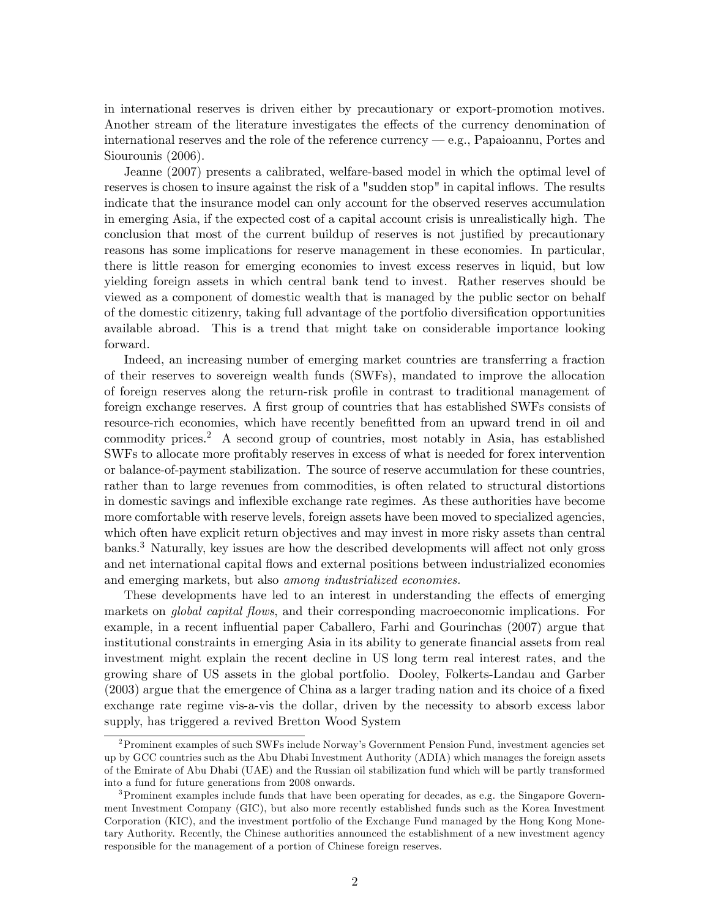in international reserves is driven either by precautionary or export-promotion motives. Another stream of the literature investigates the effects of the currency denomination of international reserves and the role of the reference currency — e.g., Papaioannu, Portes and Siourounis (2006).

Jeanne (2007) presents a calibrated, welfare-based model in which the optimal level of reserves is chosen to insure against the risk of a "sudden stop" in capital inflows. The results indicate that the insurance model can only account for the observed reserves accumulation in emerging Asia, if the expected cost of a capital account crisis is unrealistically high. The conclusion that most of the current buildup of reserves is not justified by precautionary reasons has some implications for reserve management in these economies. In particular, there is little reason for emerging economies to invest excess reserves in liquid, but low yielding foreign assets in which central bank tend to invest. Rather reserves should be viewed as a component of domestic wealth that is managed by the public sector on behalf of the domestic citizenry, taking full advantage of the portfolio diversification opportunities available abroad. This is a trend that might take on considerable importance looking forward.

Indeed, an increasing number of emerging market countries are transferring a fraction of their reserves to sovereign wealth funds (SWFs), mandated to improve the allocation of foreign reserves along the return-risk profile in contrast to traditional management of foreign exchange reserves. A first group of countries that has established SWFs consists of resource-rich economies, which have recently benefitted from an upward trend in oil and commodity prices.[2] A second group of countries, most notably in Asia, has established SWFs to allocate more profitably reserves in excess of what is needed for forex intervention or balance-of-payment stabilization. The source of reserve accumulation for these countries, rather than to large revenues from commodities, is often related to structural distortions in domestic savings and inflexible exchange rate regimes. As these authorities have become more comfortable with reserve levels, foreign assets have been moved to specialized agencies, which often have explicit return objectives and may invest in more risky assets than central banks.[3] Naturally, key issues are how the described developments will affect not only gross and net international capital flows and external positions between industrialized economies and emerging markets, but also *among industrialized economies.*

These developments have led to an interest in understanding the effects of emerging markets on *global capital flows*, and their corresponding macroeconomic implications. For example, in a recent influential paper Caballero, Farhi and Gourinchas (2007) argue that institutional constraints in emerging Asia in its ability to generate financial assets from real investment might explain the recent decline in US long term real interest rates, and the growing share of US assets in the global portfolio. Dooley, Folkerts-Landau and Garber (2003) argue that the emergence of China as a larger trading nation and its choice of a fixed exchange rate regime vis-a-vis the dollar, driven by the necessity to absorb excess labor supply, has triggered a revived Bretton Wood System

[2] Prominent examples of such SWFs include Norway's Government Pension Fund, investment agencies set up by GCC countries such as the Abu Dhabi Investment Authority (ADIA) which manages the foreign assets of the Emirate of Abu Dhabi (UAE) and the Russian oil stabilization fund which will be partly transformed into a fund for future generations from 2008 onwards.

[3] Prominent examples include funds that have been operating for decades, as e.g. the Singapore Government Investment Company (GIC), but also more recently established funds such as the Korea Investment Corporation (KIC), and the investment portfolio of the Exchange Fund managed by the Hong Kong Monetary Authority. Recently, the Chinese authorities announced the establishment of a new investment agency responsible for the management of a portion of Chinese foreign reserves.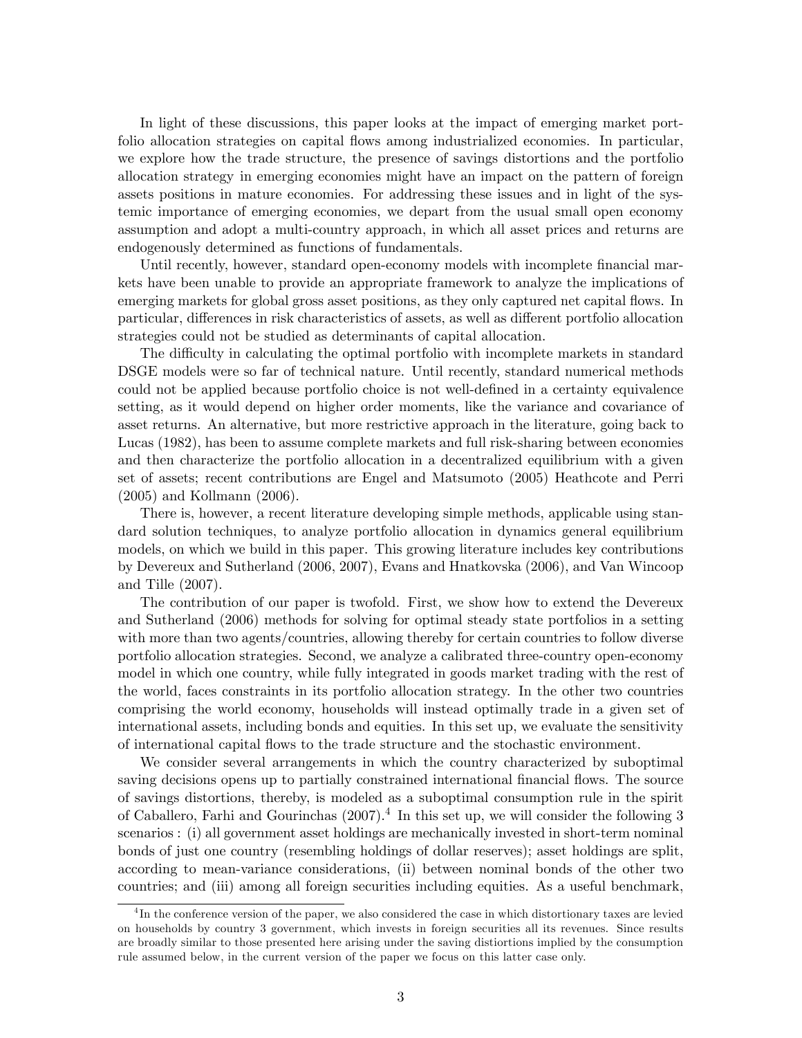In light of these discussions, this paper looks at the impact of emerging market portfolio allocation strategies on capital flows among industrialized economies. In particular, we explore how the trade structure, the presence of savings distortions and the portfolio allocation strategy in emerging economies might have an impact on the pattern of foreign assets positions in mature economies. For addressing these issues and in light of the systemic importance of emerging economies, we depart from the usual small open economy assumption and adopt a multi-country approach, in which all asset prices and returns are endogenously determined as functions of fundamentals.

Until recently, however, standard open-economy models with incomplete financial markets have been unable to provide an appropriate framework to analyze the implications of emerging markets for global gross asset positions, as they only captured net capital flows. In particular, differences in risk characteristics of assets, as well as different portfolio allocation strategies could not be studied as determinants of capital allocation.

The difficulty in calculating the optimal portfolio with incomplete markets in standard DSGE models were so far of technical nature. Until recently, standard numerical methods could not be applied because portfolio choice is not well-defined in a certainty equivalence setting, as it would depend on higher order moments, like the variance and covariance of asset returns. An alternative, but more restrictive approach in the literature, going back to Lucas (1982), has been to assume complete markets and full risk-sharing between economies and then characterize the portfolio allocation in a decentralized equilibrium with a given set of assets; recent contributions are Engel and Matsumoto (2005) Heathcote and Perri (2005) and Kollmann (2006).

There is, however, a recent literature developing simple methods, applicable using standard solution techniques, to analyze portfolio allocation in dynamics general equilibrium models, on which we build in this paper. This growing literature includes key contributions by Devereux and Sutherland (2006, 2007), Evans and Hnatkovska (2006), and Van Wincoop and Tille (2007).

The contribution of our paper is twofold. First, we show how to extend the Devereux and Sutherland (2006) methods for solving for optimal steady state portfolios in a setting with more than two agents/countries, allowing thereby for certain countries to follow diverse portfolio allocation strategies. Second, we analyze a calibrated three-country open-economy model in which one country, while fully integrated in goods market trading with the rest of the world, faces constraints in its portfolio allocation strategy. In the other two countries comprising the world economy, households will instead optimally trade in a given set of international assets, including bonds and equities. In this set up, we evaluate the sensitivity of international capital flows to the trade structure and the stochastic environment.

We consider several arrangements in which the country characterized by suboptimal saving decisions opens up to partially constrained international financial flows. The source of savings distortions, thereby, is modeled as a suboptimal consumption rule in the spirit of Caballero, Farhi and Gourinchas (2007).[4] In this set up, we will consider the following 3 scenarios : (i) all government asset holdings are mechanically invested in short-term nominal bonds of just one country (resembling holdings of dollar reserves); asset holdings are split, according to mean-variance considerations, (ii) between nominal bonds of the other two countries; and (iii) among all foreign securities including equities. As a useful benchmark,

[4] In the conference version of the paper, we also considered the case in which distortionary taxes are levied on households by country 3 government, which invests in foreign securities all its revenues. Since results are broadly similar to those presented here arising under the saving distiortions implied by the consumption rule assumed below, in the current version of the paper we focus on this latter case only.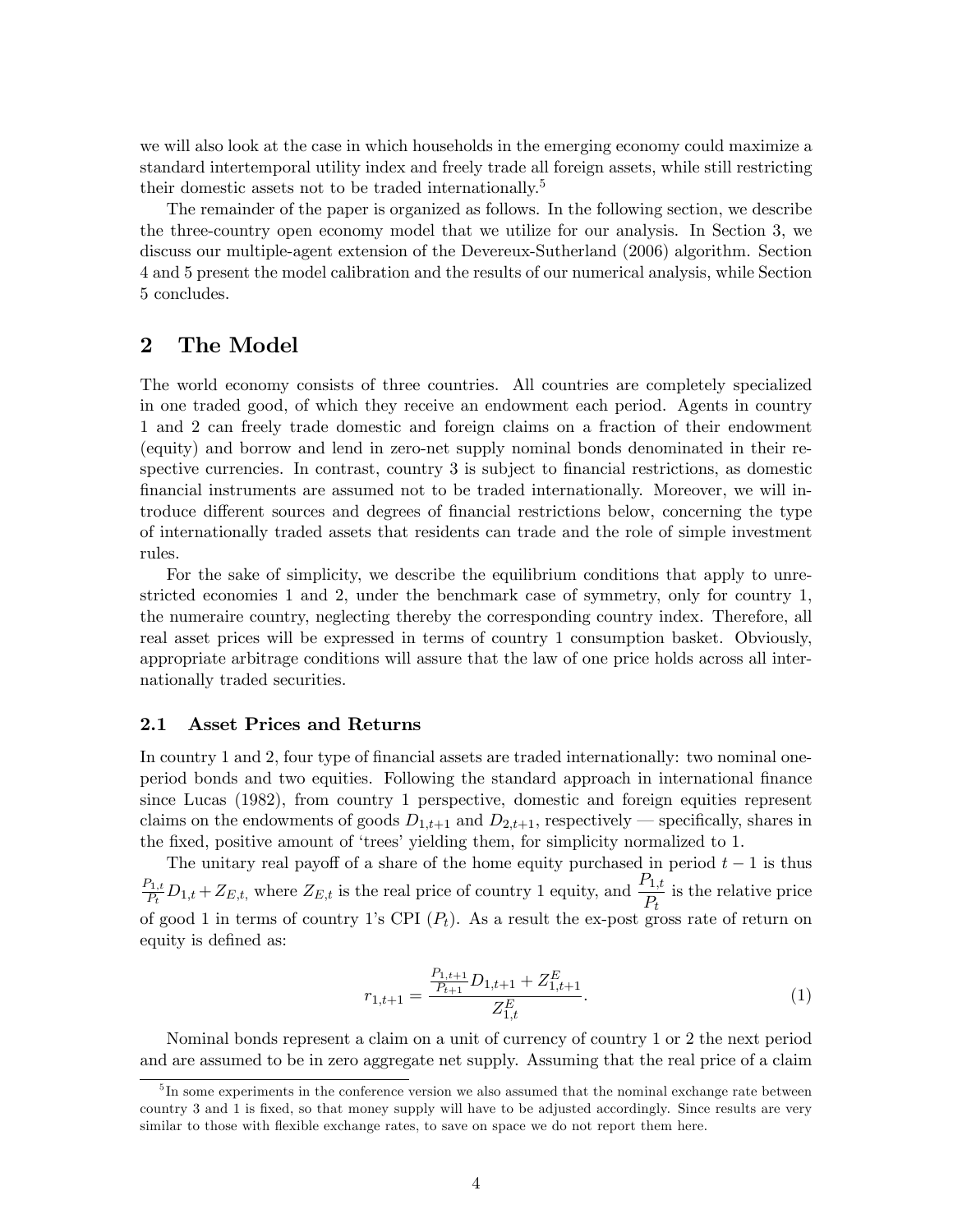we will also look at the case in which households in the emerging economy could maximize a standard intertemporal utility index and freely trade all foreign assets, while still restricting their domestic assets not to be traded internationally.[5]

The remainder of the paper is organized as follows. In the following section, we describe the three-country open economy model that we utilize for our analysis. In Section 3, we discuss our multiple-agent extension of the Devereux-Sutherland (2006) algorithm. Section 4 and 5 present the model calibration and the results of our numerical analysis, while Section 5 concludes.

## 2 The Model

The world economy consists of three countries. All countries are completely specialized in one traded good, of which they receive an endowment each period. Agents in country 1 and 2 can freely trade domestic and foreign claims on a fraction of their endowment (equity) and borrow and lend in zero-net supply nominal bonds denominated in their respective currencies. In contrast, country 3 is subject to financial restrictions, as domestic financial instruments are assumed not to be traded internationally. Moreover, we will introduce different sources and degrees of financial restrictions below, concerning the type of internationally traded assets that residents can trade and the role of simple investment rules.

For the sake of simplicity, we describe the equilibrium conditions that apply to unrestricted economies 1 and 2, under the benchmark case of symmetry, only for country 1, the numeraire country, neglecting thereby the corresponding country index. Therefore, all real asset prices will be expressed in terms of country 1 consumption basket. Obviously, appropriate arbitrage conditions will assure that the law of one price holds across all internationally traded securities.

### 2.1 Asset Prices and Returns

In country 1 and 2, four type of financial assets are traded internationally: two nominal one-period bonds and two equities. Following the standard approach in international finance since Lucas (1982), from country 1 perspective, domestic and foreign equities represent claims on the endowments of goods $D_{1,t+1}$ and $D_{2,t+1}$, respectively — specifically, shares in the fixed, positive amount of 'trees' yielding them, for simplicity normalized to 1.

The unitary real payoff of a share of the home equity purchased in period $t-1$ is thus $\frac{P_{1,t}}{P_t}D_{1,t}+Z_{E,t}$, where $Z_{E,t}$ is the real price of country 1 equity, and $\dfrac{P_{1,t}}{P_t}$ is the relative price of good 1 in terms of country 1's CPI ($P_t$). As a result the ex-post gross rate of return on equity is defined as:

$$r_{1,t+1} = \frac{\frac{P_{1,t+1}}{P_{t+1}}D_{1,t+1} + Z^E_{1,t+1}}{Z^E_{1,t}}. \tag{1}$$

Nominal bonds represent a claim on a unit of currency of country 1 or 2 the next period and are assumed to be in zero aggregate net supply. Assuming that the real price of a claim

[5] In some experiments in the conference version we also assumed that the nominal exchange rate between country 3 and 1 is fixed, so that money supply will have to be adjusted accordingly. Since results are very similar to those with flexible exchange rates, to save on space we do not report them here.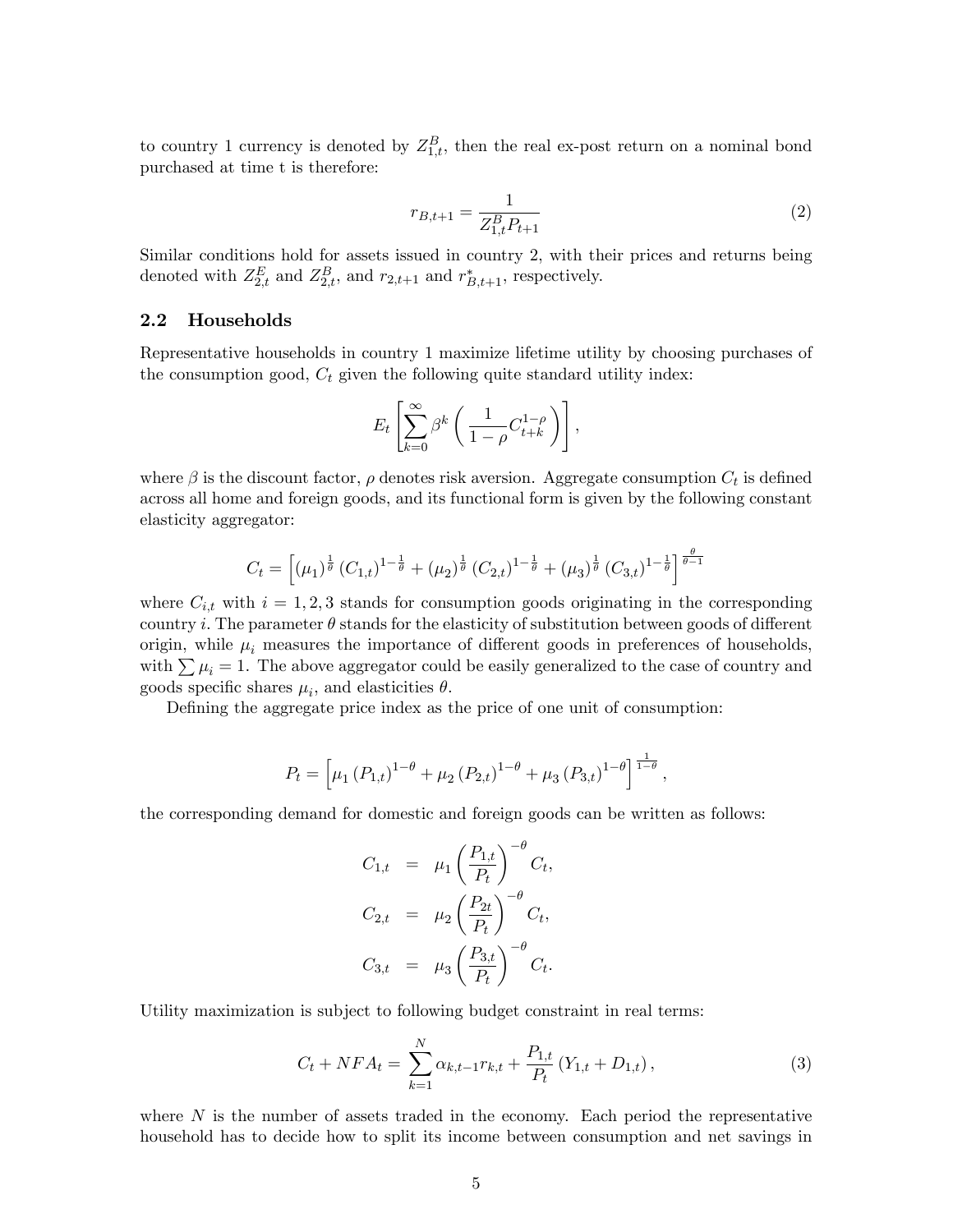to country 1 currency is denoted by $Z_{1,t}^{B}$, then the real ex-post return on a nominal bond purchased at time t is therefore:

$$r_{B,t+1} = \frac{1}{Z_{1,t}^{B} P_{t+1}} \tag{2}$$

Similar conditions hold for assets issued in country 2, with their prices and returns being denoted with $Z_{2,t}^{E}$ and $Z_{2,t}^{B}$, and $r_{2,t+1}$ and $r_{B,t+1}^{*}$, respectively.

## 2.2 Households

Representative households in country 1 maximize lifetime utility by choosing purchases of the consumption good, $C_t$ given the following quite standard utility index:

$$E_t \left[ \sum_{k=0}^{\infty} \beta^k \left( \frac{1}{1-\rho} C_{t+k}^{1-\rho} \right) \right],$$

where $\beta$ is the discount factor, $\rho$ denotes risk aversion. Aggregate consumption $C_t$ is defined across all home and foreign goods, and its functional form is given by the following constant elasticity aggregator:

$$C_t = \left[ (\mu_1)^{\frac{1}{\theta}} (C_{1,t})^{1-\frac{1}{\theta}} + (\mu_2)^{\frac{1}{\theta}} (C_{2,t})^{1-\frac{1}{\theta}} + (\mu_3)^{\frac{1}{\theta}} (C_{3,t})^{1-\frac{1}{\theta}} \right]^{\frac{\theta}{\theta-1}}$$

where $C_{i,t}$ with $i = 1, 2, 3$ stands for consumption goods originating in the corresponding country $i$. The parameter $\theta$ stands for the elasticity of substitution between goods of different origin, while $\mu_i$ measures the importance of different goods in preferences of households, with $\sum \mu_i = 1$. The above aggregator could be easily generalized to the case of country and goods specific shares $\mu_i$, and elasticities $\theta$.

Defining the aggregate price index as the price of one unit of consumption:

$$P_t = \left[ \mu_1 (P_{1,t})^{1-\theta} + \mu_2 (P_{2,t})^{1-\theta} + \mu_3 (P_{3,t})^{1-\theta} \right]^{\frac{1}{1-\theta}},$$

the corresponding demand for domestic and foreign goods can be written as follows:

$$\begin{aligned}
C_{1,t} &= \mu_1 \left( \frac{P_{1,t}}{P_t} \right)^{-\theta} C_t, \\
C_{2,t} &= \mu_2 \left( \frac{P_{2t}}{P_t} \right)^{-\theta} C_t, \\
C_{3,t} &= \mu_3 \left( \frac{P_{3,t}}{P_t} \right)^{-\theta} C_t.
\end{aligned}$$

Utility maximization is subject to following budget constraint in real terms:

$$C_t + NFA_t = \sum_{k=1}^{N} \alpha_{k,t-1} r_{k,t} + \frac{P_{1,t}}{P_t} (Y_{1,t} + D_{1,t}), \tag{3}$$

where $N$ is the number of assets traded in the economy. Each period the representative household has to decide how to split its income between consumption and net savings in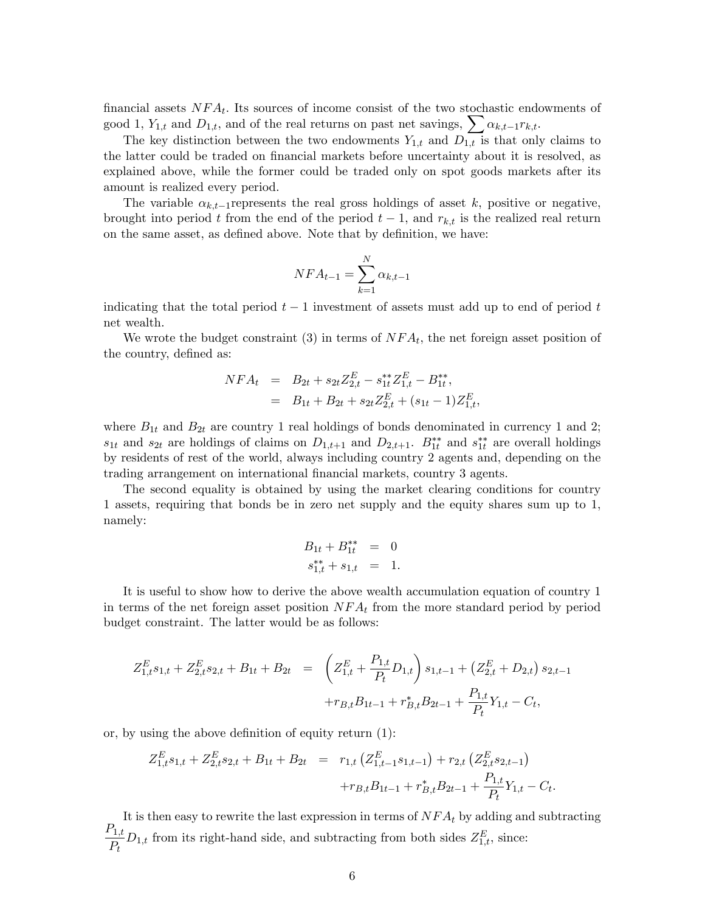financial assets $NFA_t$. Its sources of income consist of the two stochastic endowments of good 1, $Y_{1,t}$ and $D_{1,t}$, and of the real returns on past net savings, $\sum \alpha_{k,t-1} r_{k,t}$.

The key distinction between the two endowments $Y_{1,t}$ and $D_{1,t}$ is that only claims to the latter could be traded on financial markets before uncertainty about it is resolved, as explained above, while the former could be traded only on spot goods markets after its amount is realized every period.

The variable $\alpha_{k,t-1}$represents the real gross holdings of asset $k$, positive or negative, brought into period $t$ from the end of the period $t-1$, and $r_{k,t}$ is the realized real return on the same asset, as defined above. Note that by definition, we have:

$$NFA_{t-1} = \sum_{k=1}^{N} \alpha_{k,t-1}$$

indicating that the total period $t-1$ investment of assets must add up to end of period $t$ net wealth.

We wrote the budget constraint (3) in terms of $NFA_t$, the net foreign asset position of the country, defined as:

$$\begin{aligned} NFA_t &= B_{2t} + s_{2t} Z_{2,t}^E - s_{1t}^{**} Z_{1,t}^E - B_{1t}^{**}, \\ &= B_{1t} + B_{2t} + s_{2t} Z_{2,t}^E + (s_{1t} - 1) Z_{1,t}^E, \end{aligned}$$

where $B_{1t}$ and $B_{2t}$ are country 1 real holdings of bonds denominated in currency 1 and 2; $s_{1t}$ and $s_{2t}$ are holdings of claims on $D_{1,t+1}$ and $D_{2,t+1}$. $B_{1t}^{**}$ and $s_{1t}^{**}$ are overall holdings by residents of rest of the world, always including country 2 agents and, depending on the trading arrangement on international financial markets, country 3 agents.

The second equality is obtained by using the market clearing conditions for country 1 assets, requiring that bonds be in zero net supply and the equity shares sum up to 1, namely:

$$\begin{aligned} B_{1t} + B_{1t}^{**} &= 0 \\ s_{1,t}^{**} + s_{1,t} &= 1. \end{aligned}$$

It is useful to show how to derive the above wealth accumulation equation of country 1 in terms of the net foreign asset position $NFA_t$ from the more standard period by period budget constraint. The latter would be as follows:

$$\begin{aligned} Z_{1,t}^E s_{1,t} + Z_{2,t}^E s_{2,t} + B_{1t} + B_{2t} &= \left( Z_{1,t}^E + \frac{P_{1,t}}{P_t} D_{1,t} \right) s_{1,t-1} + \left( Z_{2,t}^E + D_{2,t} \right) s_{2,t-1} \\ &\quad + r_{B,t} B_{1t-1} + r_{B,t}^* B_{2t-1} + \frac{P_{1,t}}{P_t} Y_{1,t} - C_t, \end{aligned}$$

or, by using the above definition of equity return (1):

$$\begin{aligned} Z_{1,t}^E s_{1,t} + Z_{2,t}^E s_{2,t} + B_{1t} + B_{2t} &= r_{1,t} \left( Z_{1,t-1}^E s_{1,t-1} \right) + r_{2,t} \left( Z_{2,t}^E s_{2,t-1} \right) \\ &\quad + r_{B,t} B_{1t-1} + r_{B,t}^* B_{2t-1} + \frac{P_{1,t}}{P_t} Y_{1,t} - C_t. \end{aligned}$$

It is then easy to rewrite the last expression in terms of $NFA_t$ by adding and subtracting $\frac{P_{1,t}}{P_t} D_{1,t}$ from its right-hand side, and subtracting from both sides $Z_{1,t}^E$, since: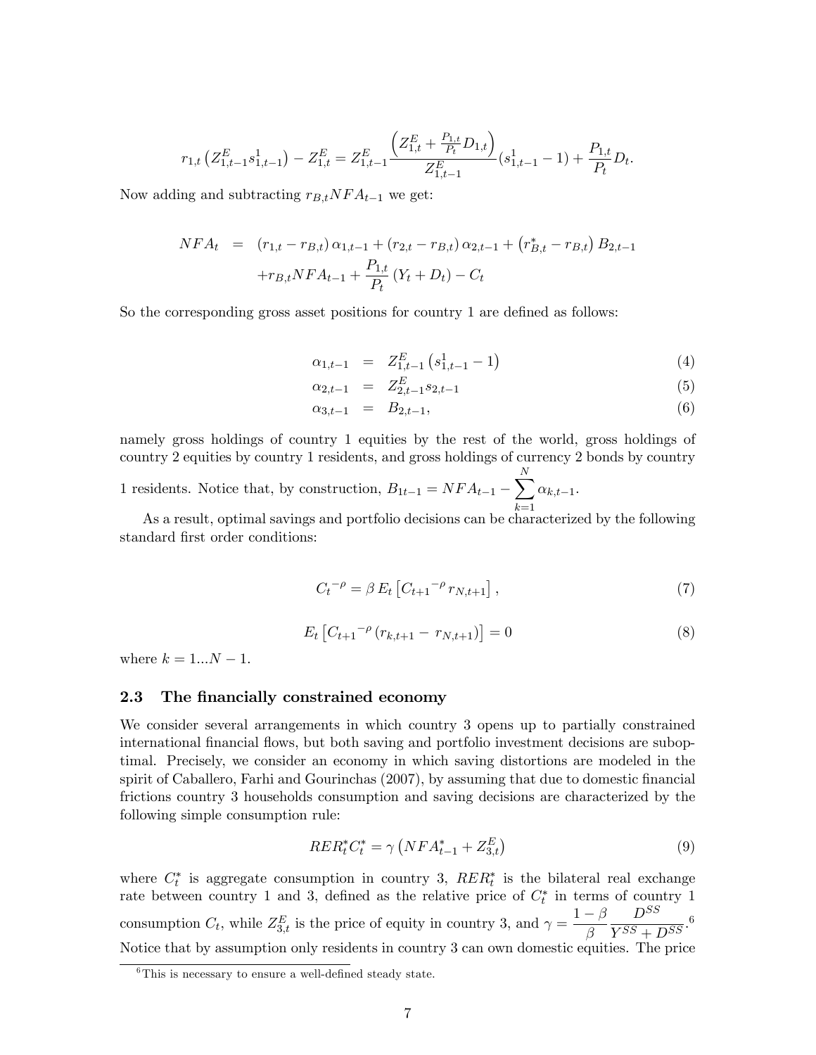$$r_{1,t}\left(Z^E_{1,t-1}s^1_{1,t-1}\right) - Z^E_{1,t} = Z^E_{1,t-1}\frac{\left(Z^E_{1,t} + \frac{P_{1,t}}{P_t}D_{1,t}\right)}{Z^E_{1,t-1}}(s^1_{1,t-1} - 1) + \frac{P_{1,t}}{P_t}D_t.$$

Now adding and subtracting $r_{B,t}NFA_{t-1}$ we get:

$$\begin{aligned}
NFA_t &= (r_{1,t} - r_{B,t})\,\alpha_{1,t-1} + (r_{2,t} - r_{B,t})\,\alpha_{2,t-1} + \left(r^*_{B,t} - r_{B,t}\right)B_{2,t-1} \\
&\quad + r_{B,t}NFA_{t-1} + \frac{P_{1,t}}{P_t}\left(Y_t + D_t\right) - C_t
\end{aligned}$$

So the corresponding gross asset positions for country 1 are defined as follows:

$$\alpha_{1,t-1} = Z^E_{1,t-1}\left(s^1_{1,t-1} - 1\right) \tag{4}$$

$$\alpha_{2,t-1} = Z^E_{2,t-1}s_{2,t-1} \tag{5}$$

$$\alpha_{3,t-1} = B_{2,t-1}, \tag{6}$$

namely gross holdings of country 1 equities by the rest of the world, gross holdings of country 2 equities by country 1 residents, and gross holdings of currency 2 bonds by country 1 residents. Notice that, by construction, $B_{1t-1} = NFA_{t-1} - \sum_{k=1}^{N}\alpha_{k,t-1}$.

As a result, optimal savings and portfolio decisions can be characterized by the following standard first order conditions:

$$C_t{}^{-\rho} = \beta\,E_t\left[C_{t+1}{}^{-\rho}\,r_{N,t+1}\right], \tag{7}$$

$$E_t\left[C_{t+1}{}^{-\rho}\left(r_{k,t+1} - r_{N,t+1}\right)\right] = 0 \tag{8}$$

where $k = 1...N-1$.

### 2.3 The financially constrained economy

We consider several arrangements in which country 3 opens up to partially constrained international financial flows, but both saving and portfolio investment decisions are suboptimal. Precisely, we consider an economy in which saving distortions are modeled in the spirit of Caballero, Farhi and Gourinchas (2007), by assuming that due to domestic financial frictions country 3 households consumption and saving decisions are characterized by the following simple consumption rule:

$$RER^*_tC^*_t = \gamma\left(NFA^*_{t-1} + Z^E_{3,t}\right) \tag{9}$$

where $C^*_t$ is aggregate consumption in country 3, $RER^*_t$ is the bilateral real exchange rate between country 1 and 3, defined as the relative price of $C^*_t$ in terms of country 1 consumption $C_t$, while $Z^E_{3,t}$ is the price of equity in country 3, and $\gamma = \frac{1-\beta}{\beta}\frac{D^{SS}}{Y^{SS}+D^{SS}}$.[6] Notice that by assumption only residents in country 3 can own domestic equities. The price

[6] This is necessary to ensure a well-defined steady state.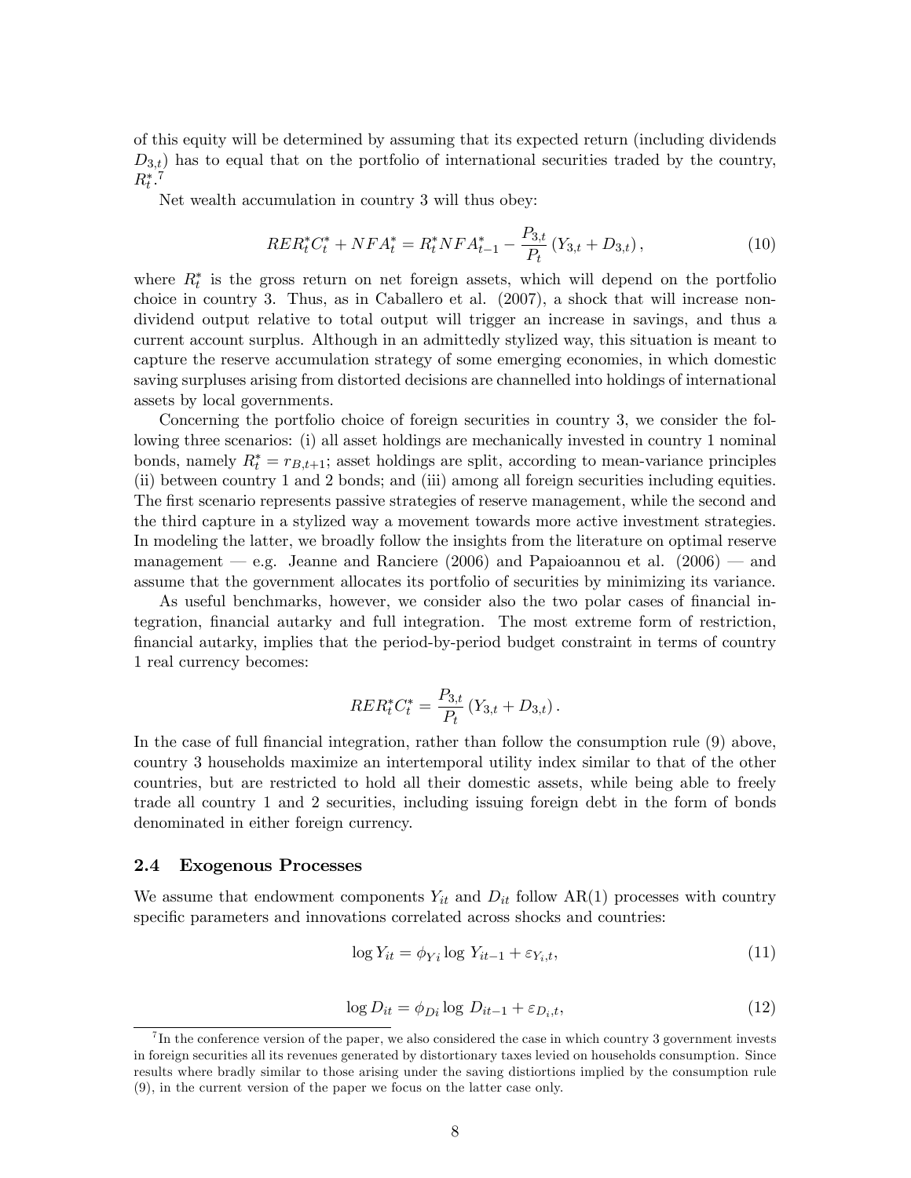of this equity will be determined by assuming that its expected return (including dividends $D_{3,t}$) has to equal that on the portfolio of international securities traded by the country, $R_t^*$.[7]

Net wealth accumulation in country 3 will thus obey:

$$RER_t^* C_t^* + NFA_t^* = R_t^* NFA_{t-1}^* - \frac{P_{3,t}}{P_t} \left( Y_{3,t} + D_{3,t} \right), \tag{10}$$

where $R_t^*$ is the gross return on net foreign assets, which will depend on the portfolio choice in country 3. Thus, as in Caballero et al. (2007), a shock that will increase non-dividend output relative to total output will trigger an increase in savings, and thus a current account surplus. Although in an admittedly stylized way, this situation is meant to capture the reserve accumulation strategy of some emerging economies, in which domestic saving surpluses arising from distorted decisions are channelled into holdings of international assets by local governments.

Concerning the portfolio choice of foreign securities in country 3, we consider the following three scenarios: (i) all asset holdings are mechanically invested in country 1 nominal bonds, namely $R_t^* = r_{B,t+1}$; asset holdings are split, according to mean-variance principles (ii) between country 1 and 2 bonds; and (iii) among all foreign securities including equities. The first scenario represents passive strategies of reserve management, while the second and the third capture in a stylized way a movement towards more active investment strategies. In modeling the latter, we broadly follow the insights from the literature on optimal reserve management — e.g. Jeanne and Ranciere (2006) and Papaioannou et al. (2006) — and assume that the government allocates its portfolio of securities by minimizing its variance.

As useful benchmarks, however, we consider also the two polar cases of financial integration, financial autarky and full integration. The most extreme form of restriction, financial autarky, implies that the period-by-period budget constraint in terms of country 1 real currency becomes:

$$RER_t^* C_t^* = \frac{P_{3,t}}{P_t} \left( Y_{3,t} + D_{3,t} \right).$$

In the case of full financial integration, rather than follow the consumption rule (9) above, country 3 households maximize an intertemporal utility index similar to that of the other countries, but are restricted to hold all their domestic assets, while being able to freely trade all country 1 and 2 securities, including issuing foreign debt in the form of bonds denominated in either foreign currency.

### 2.4 Exogenous Processes

We assume that endowment components $Y_{it}$ and $D_{it}$ follow AR(1) processes with country specific parameters and innovations correlated across shocks and countries:

$$\log Y_{it} = \phi_{Y i} \log Y_{it-1} + \varepsilon_{Y_i,t}, \tag{11}$$

$$\log D_{it} = \phi_{D i} \log D_{it-1} + \varepsilon_{D_i,t}, \tag{12}$$

[7] In the conference version of the paper, we also considered the case in which country 3 government invests in foreign securities all its revenues generated by distortionary taxes levied on households consumption. Since results where bradly similar to those arising under the saving distiortions implied by the consumption rule (9), in the current version of the paper we focus on the latter case only.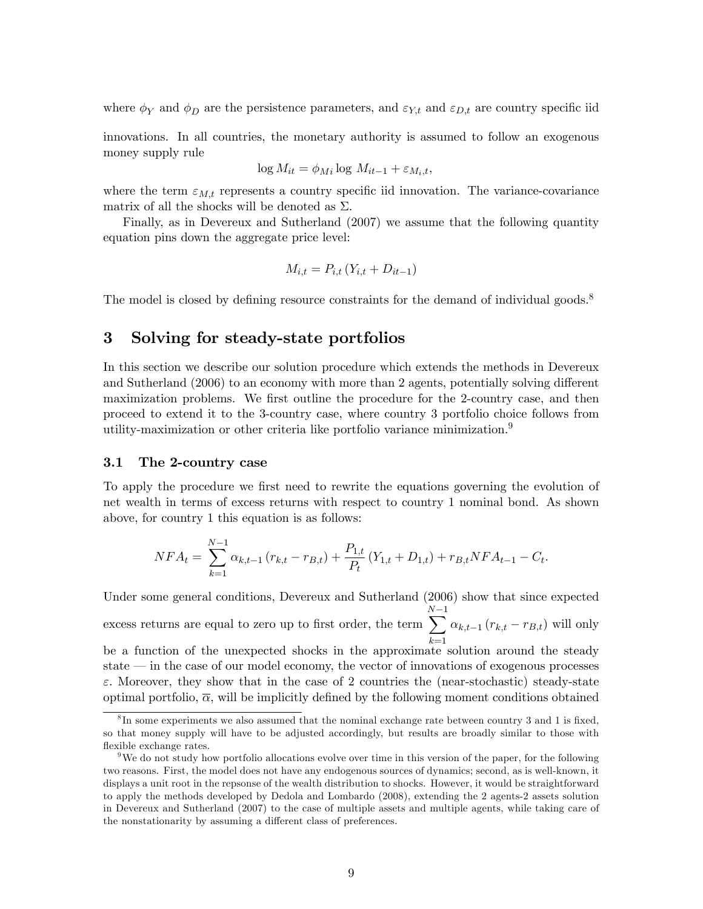where $\phi_Y$ and $\phi_D$ are the persistence parameters, and $\varepsilon_{Y,t}$ and $\varepsilon_{D,t}$ are country specific iid innovations. In all countries, the monetary authority is assumed to follow an exogenous money supply rule

$$\log M_{it} = \phi_{Mi} \log M_{it-1} + \varepsilon_{M_i,t},$$

where the term $\varepsilon_{M,t}$ represents a country specific iid innovation. The variance-covariance matrix of all the shocks will be denoted as $\Sigma$.

Finally, as in Devereux and Sutherland (2007) we assume that the following quantity equation pins down the aggregate price level:

$$M_{i,t} = P_{i,t} (Y_{i,t} + D_{it-1})$$

The model is closed by defining resource constraints for the demand of individual goods.[8]

## 3 Solving for steady-state portfolios

In this section we describe our solution procedure which extends the methods in Devereux and Sutherland (2006) to an economy with more than 2 agents, potentially solving different maximization problems. We first outline the procedure for the 2-country case, and then proceed to extend it to the 3-country case, where country 3 portfolio choice follows from utility-maximization or other criteria like portfolio variance minimization.[9]

### 3.1 The 2-country case

To apply the procedure we first need to rewrite the equations governing the evolution of net wealth in terms of excess returns with respect to country 1 nominal bond. As shown above, for country 1 this equation is as follows:

$$NFA_t = \sum_{k=1}^{N-1} \alpha_{k,t-1} (r_{k,t} - r_{B,t}) + \frac{P_{1,t}}{P_t} (Y_{1,t} + D_{1,t}) + r_{B,t} NFA_{t-1} - C_t.$$

Under some general conditions, Devereux and Sutherland (2006) show that since expected excess returns are equal to zero up to first order, the term $\sum_{k=1}^{N-1} \alpha_{k,t-1} (r_{k,t} - r_{B,t})$ will only be a function of the unexpected shocks in the approximate solution around the steady state — in the case of our model economy, the vector of innovations of exogenous processes $\varepsilon$. Moreover, they show that in the case of 2 countries the (near-stochastic) steady-state optimal portfolio, $\overline{\alpha}$, will be implicitly defined by the following moment conditions obtained

[8] In some experiments we also assumed that the nominal exchange rate between country 3 and 1 is fixed, so that money supply will have to be adjusted accordingly, but results are broadly similar to those with flexible exchange rates.

[9] We do not study how portfolio allocations evolve over time in this version of the paper, for the following two reasons. First, the model does not have any endogenous sources of dynamics; second, as is well-known, it displays a unit root in the repsonse of the wealth distribution to shocks. However, it would be straightforward to apply the methods developed by Dedola and Lombardo (2008), extending the 2 agents-2 assets solution in Devereux and Sutherland (2007) to the case of multiple assets and multiple agents, while taking care of the nonstationarity by assuming a different class of preferences.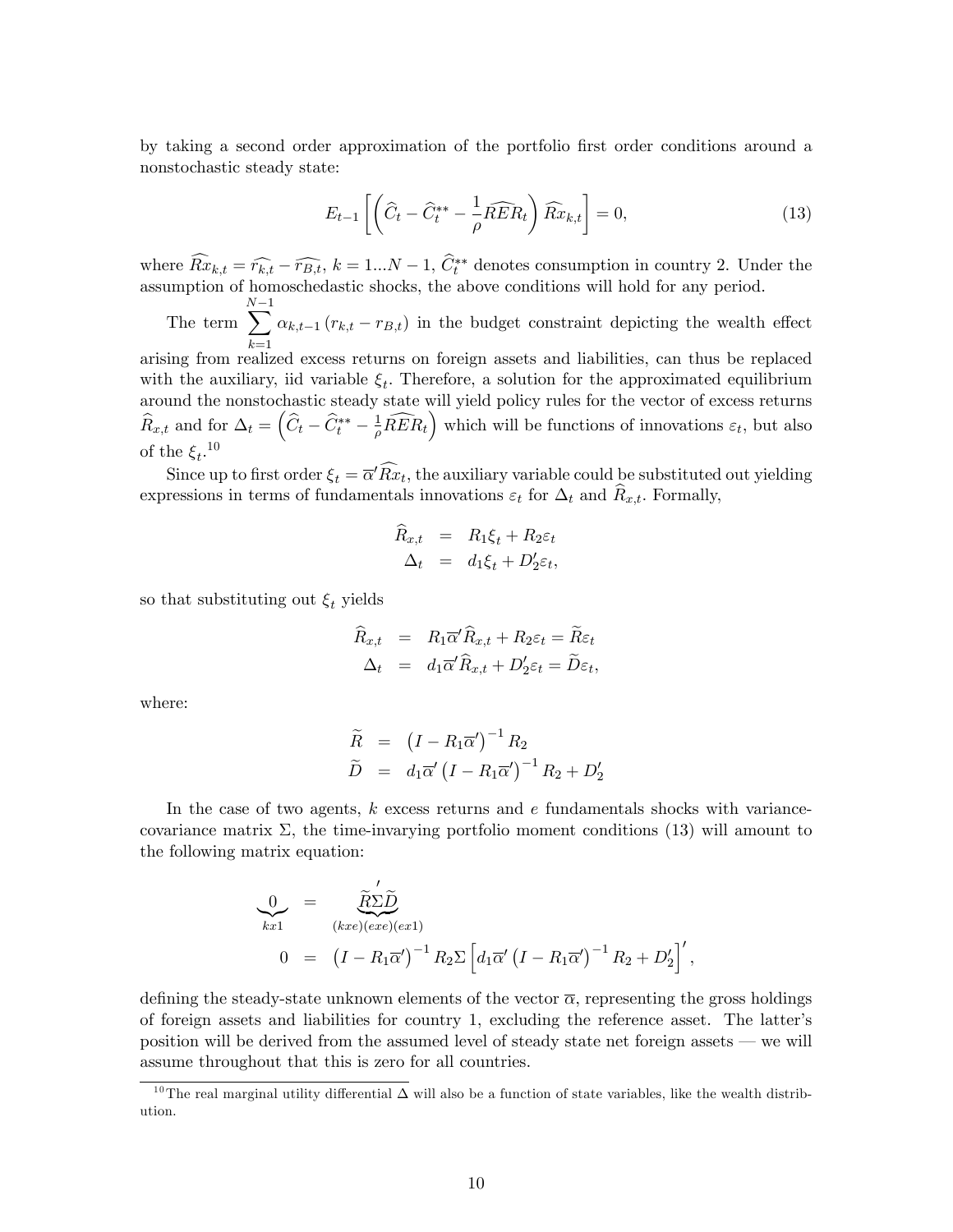by taking a second order approximation of the portfolio first order conditions around a nonstochastic steady state:

$$E_{t-1}\left[\left(\widehat{C}_t - \widehat{C}_t^{**} - \frac{1}{\rho}\widehat{RER}_t\right)\widehat{Rx}_{k,t}\right] = 0, \tag{13}$$

where $\widehat{Rx}_{k,t} = \widehat{r_{k,t}} - \widehat{r_{B,t}}$, $k = 1...N-1$, $\widehat{C}_t^{**}$ denotes consumption in country 2. Under the assumption of homoschedastic shocks, the above conditions will hold for any period.

The term $\sum_{k=1}^{N-1} \alpha_{k,t-1}\left(r_{k,t} - r_{B,t}\right)$ in the budget constraint depicting the wealth effect arising from realized excess returns on foreign assets and liabilities, can thus be replaced with the auxiliary, iid variable $\xi_t$. Therefore, a solution for the approximated equilibrium around the nonstochastic steady state will yield policy rules for the vector of excess returns $\widehat{R}_{x,t}$ and for $\Delta_t = \left(\widehat{C}_t - \widehat{C}_t^{**} - \frac{1}{\rho}\widehat{RER}_t\right)$ which will be functions of innovations $\varepsilon_t$, but also of the $\xi_t$.[10]

Since up to first order $\xi_t = \overline{\alpha}'\widehat{Rx}_t$, the auxiliary variable could be substituted out yielding expressions in terms of fundamentals innovations $\varepsilon_t$ for $\Delta_t$ and $\widehat{R}_{x,t}$. Formally,

$$\begin{aligned}
\widehat{R}_{x,t} &= R_1\xi_t + R_2\varepsilon_t \\
\Delta_t &= d_1\xi_t + D_2'\varepsilon_t,
\end{aligned}$$

so that substituting out $\xi_t$ yields

$$\begin{aligned}
\widehat{R}_{x,t} &= R_1\overline{\alpha}'\widehat{R}_{x,t} + R_2\varepsilon_t = \widetilde{R}\varepsilon_t \\
\Delta_t &= d_1\overline{\alpha}'\widehat{R}_{x,t} + D_2'\varepsilon_t = \widetilde{D}\varepsilon_t,
\end{aligned}$$

where:

$$\begin{aligned}
\widetilde{R} &= \left(I - R_1\overline{\alpha}'\right)^{-1} R_2 \\
\widetilde{D} &= d_1\overline{\alpha}'\left(I - R_1\overline{\alpha}'\right)^{-1} R_2 + D_2'
\end{aligned}$$

In the case of two agents, $k$ excess returns and $e$ fundamentals shocks with variance-covariance matrix $\Sigma$, the time-invarying portfolio moment conditions (13) will amount to the following matrix equation:

$$\begin{aligned}
\underbrace{0}_{kx1} &= \underbrace{\widetilde{R}\Sigma\widetilde{D}'}_{(kxe)(exe)(ex1)} \\
0 &= \left(I - R_1\overline{\alpha}'\right)^{-1} R_2\Sigma\left[d_1\overline{\alpha}'\left(I - R_1\overline{\alpha}'\right)^{-1} R_2 + D_2'\right]',
\end{aligned}$$

defining the steady-state unknown elements of the vector $\overline{\alpha}$, representing the gross holdings of foreign assets and liabilities for country 1, excluding the reference asset. The latter's position will be derived from the assumed level of steady state net foreign assets — we will assume throughout that this is zero for all countries.

[10] The real marginal utility differential $\Delta$ will also be a function of state variables, like the wealth distribution.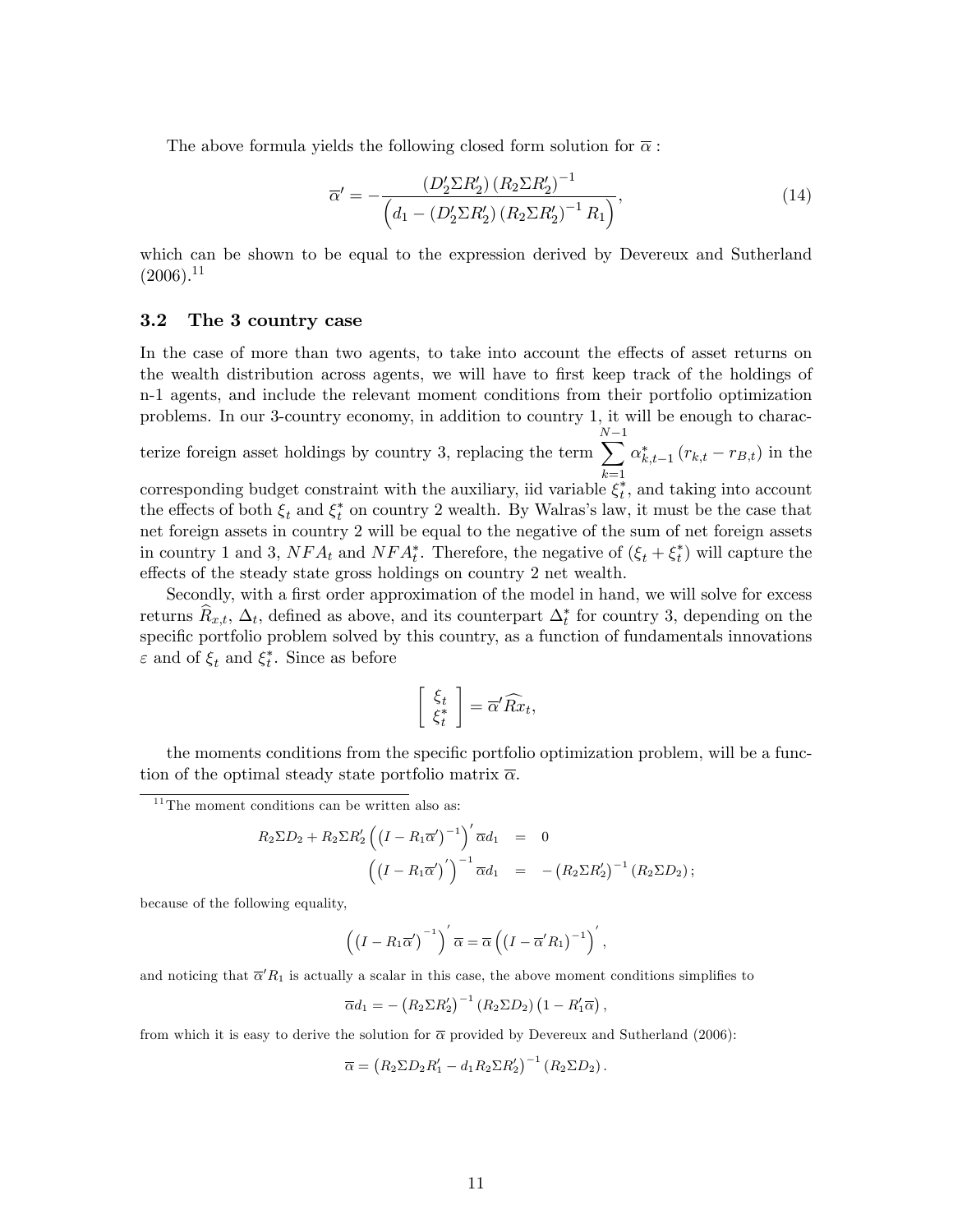The above formula yields the following closed form solution for $\overline{\alpha}$ :

$$\overline{\alpha}' = -\frac{\left(D_2' \Sigma R_2'\right)\left(R_2 \Sigma R_2'\right)^{-1}}{\left(d_1 - \left(D_2' \Sigma R_2'\right)\left(R_2 \Sigma R_2'\right)^{-1} R_1\right)}, \tag{14}$$

which can be shown to be equal to the expression derived by Devereux and Sutherland (2006).[11]

### 3.2 The 3 country case

In the case of more than two agents, to take into account the effects of asset returns on the wealth distribution across agents, we will have to first keep track of the holdings of n-1 agents, and include the relevant moment conditions from their portfolio optimization problems. In our 3-country economy, in addition to country 1, it will be enough to characterize foreign asset holdings by country 3, replacing the term $\sum_{k=1}^{N-1} \alpha_{k,t-1}^* \left(r_{k,t} - r_{B,t}\right)$ in the corresponding budget constraint with the auxiliary, iid variable $\xi_t^*$, and taking into account the effects of both $\xi_t$ and $\xi_t^*$ on country 2 wealth. By Walras's law, it must be the case that net foreign assets in country 2 will be equal to the negative of the sum of net foreign assets in country 1 and 3, $NFA_t$ and $NFA_t^*$. Therefore, the negative of $(\xi_t + \xi_t^*)$ will capture the effects of the steady state gross holdings on country 2 net wealth.

Secondly, with a first order approximation of the model in hand, we will solve for excess returns $\widehat{R}_{x,t}$, $\Delta_t$, defined as above, and its counterpart $\Delta_t^*$ for country 3, depending on the specific portfolio problem solved by this country, as a function of fundamentals innovations $\varepsilon$ and of $\xi_t$ and $\xi_t^*$. Since as before

$$\begin{bmatrix} \xi_t \\ \xi_t^* \end{bmatrix} = \overline{\alpha}' \widehat{Rx}_t,$$

the moments conditions from the specific portfolio optimization problem, will be a function of the optimal steady state portfolio matrix $\overline{\alpha}$.

---

[11] The moment conditions can be written also as:

$$\begin{aligned} R_2 \Sigma D_2 + R_2 \Sigma R_2' \left( \left(I - R_1 \overline{\alpha}'\right)^{-1}\right)' \overline{\alpha} d_1 &= 0 \\ \left( \left(I - R_1 \overline{\alpha}'\right)'\right)^{-1} \overline{\alpha} d_1 &= -\left(R_2 \Sigma R_2'\right)^{-1} \left(R_2 \Sigma D_2\right); \end{aligned}$$

because of the following equality,

$$\left( \left(I - R_1 \overline{\alpha}'\right)^{-1}\right)' \overline{\alpha} = \overline{\alpha} \left( \left(I - \overline{\alpha}' R_1\right)^{-1}\right)',$$

and noticing that $\overline{\alpha}' R_1$ is actually a scalar in this case, the above moment conditions simplifies to

$$\overline{\alpha} d_1 = -\left(R_2 \Sigma R_2'\right)^{-1} \left(R_2 \Sigma D_2\right) \left(1 - R_1' \overline{\alpha}\right),$$

from which it is easy to derive the solution for $\overline{\alpha}$ provided by Devereux and Sutherland (2006):

$$\overline{\alpha} = \left(R_2 \Sigma D_2 R_1' - d_1 R_2 \Sigma R_2'\right)^{-1} \left(R_2 \Sigma D_2\right).$$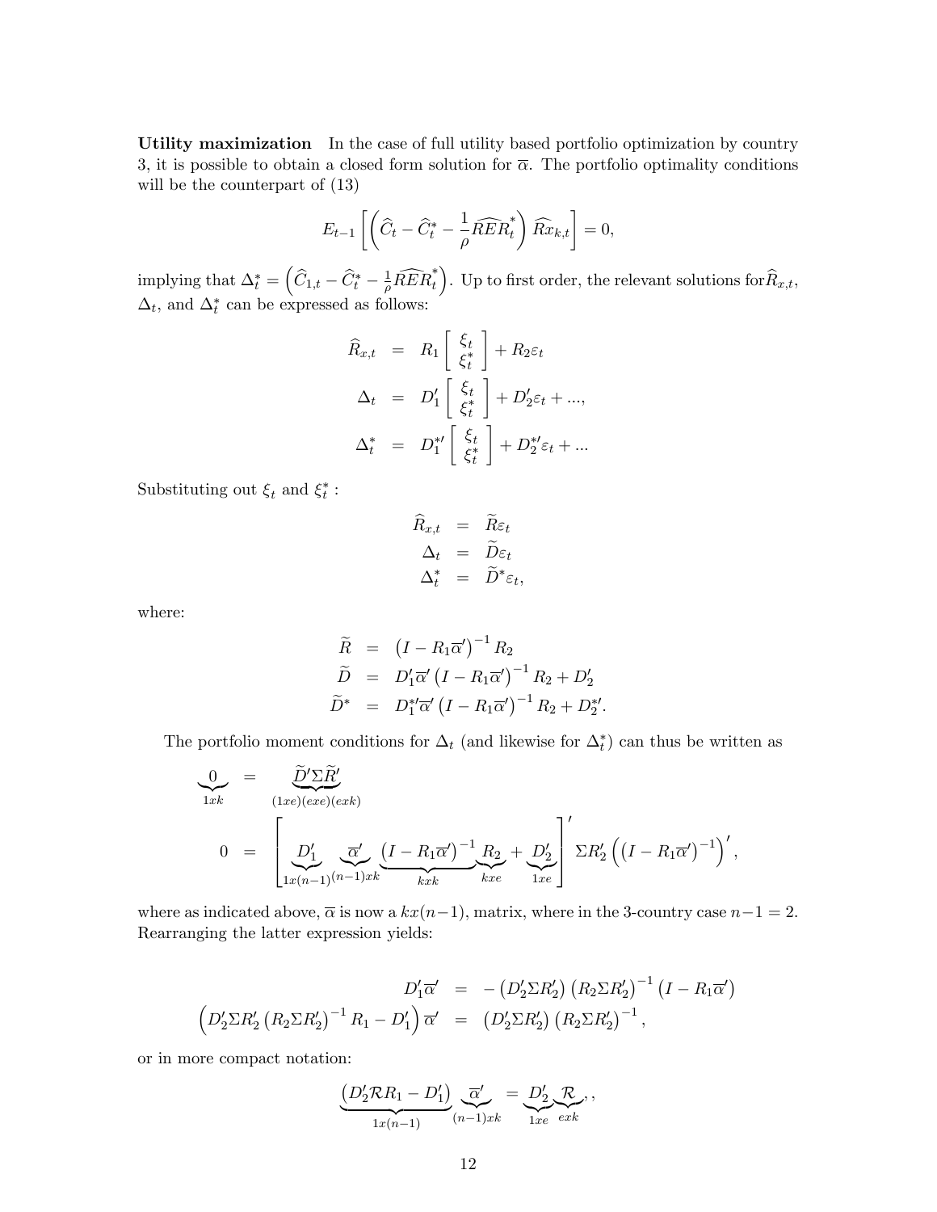**Utility maximization** In the case of full utility based portfolio optimization by country 3, it is possible to obtain a closed form solution for $\overline{\alpha}$. The portfolio optimality conditions will be the counterpart of (13)

$$E_{t-1}\left[\left(\widehat{C}_t - \widehat{C}_t^* - \frac{1}{\rho}\widehat{RER}_t^*\right)\widehat{Rx}_{k,t}\right] = 0,$$

implying that $\Delta_t^* = \left(\widehat{C}_{1,t} - \widehat{C}_t^* - \frac{1}{\rho}\widehat{RER}_t^*\right)$. Up to first order, the relevant solutions for$\widehat{R}_{x,t}$, $\Delta_t$, and $\Delta_t^*$ can be expressed as follows:

$$\begin{aligned}
\widehat{R}_{x,t} &= R_1 \begin{bmatrix} \xi_t \\ \xi_t^* \end{bmatrix} + R_2 \varepsilon_t \\
\Delta_t &= D_1' \begin{bmatrix} \xi_t \\ \xi_t^* \end{bmatrix} + D_2' \varepsilon_t + ..., \\
\Delta_t^* &= D_1^{*\prime} \begin{bmatrix} \xi_t \\ \xi_t^* \end{bmatrix} + D_2^{*\prime} \varepsilon_t + ...
\end{aligned}$$

Substituting out $\xi_t$ and $\xi_t^*$ :

$$\begin{aligned}
\widehat{R}_{x,t} &= \widetilde{R}\varepsilon_t \\
\Delta_t &= \widetilde{D}\varepsilon_t \\
\Delta_t^* &= \widetilde{D}^*\varepsilon_t,
\end{aligned}$$

where:

$$\begin{aligned}
\widetilde{R} &= \left(I - R_1\overline{\alpha}'\right)^{-1} R_2 \\
\widetilde{D} &= D_1'\overline{\alpha}'\left(I - R_1\overline{\alpha}'\right)^{-1} R_2 + D_2' \\
\widetilde{D}^* &= D_1^{*\prime}\overline{\alpha}'\left(I - R_1\overline{\alpha}'\right)^{-1} R_2 + D_2^{*\prime}.
\end{aligned}$$

The portfolio moment conditions for $\Delta_t$ (and likewise for $\Delta_t^*$) can thus be written as

$$\begin{aligned}
\underbrace{0}_{1xk} &= \underbrace{\widetilde{D}'\Sigma\widetilde{R}'}_{(1xe)(exe)(exk)} \\
0 &= \left[\underbrace{D_1'}_{1x(n-1)}\underbrace{\overline{\alpha}'}_{(n-1)xk}\underbrace{\left(I - R_1\overline{\alpha}'\right)^{-1}}_{kxk}\underbrace{R_2}_{kxe} + \underbrace{D_2'}_{1xe}\right]'\Sigma R_2'\left(\left(I - R_1\overline{\alpha}'\right)^{-1}\right)',
\end{aligned}$$

where as indicated above, $\overline{\alpha}$ is now a $kx(n-1)$, matrix, where in the 3-country case $n-1 = 2$. Rearranging the latter expression yields:

$$\begin{aligned}
D_1'\overline{\alpha}' &= -\left(D_2'\Sigma R_2'\right)\left(R_2\Sigma R_2'\right)^{-1}\left(I - R_1\overline{\alpha}'\right) \\
\left(D_2'\Sigma R_2'\left(R_2\Sigma R_2'\right)^{-1} R_1 - D_1'\right)\overline{\alpha}' &= \left(D_2'\Sigma R_2'\right)\left(R_2\Sigma R_2'\right)^{-1},
\end{aligned}$$

or in more compact notation:

$$\underbrace{\left(D_2'\mathcal{R}R_1 - D_1'\right)}_{1x(n-1)}\underbrace{\overline{\alpha}'}_{(n-1)xk} = \underbrace{D_2'}_{1xe}\underbrace{\mathcal{R}}_{exk},,$$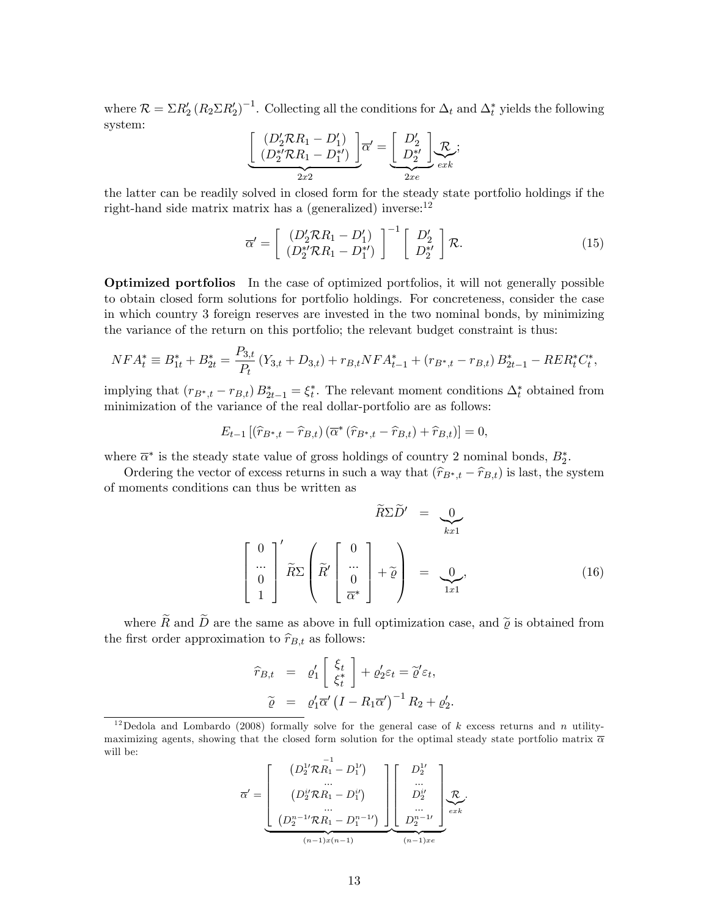where $\mathcal{R} = \Sigma R_2' \left(R_2 \Sigma R_2'\right)^{-1}$. Collecting all the conditions for $\Delta_t$ and $\Delta_t^*$ yields the following system:

$$\underbrace{\left[\begin{array}{c} \left(D_2'\mathcal{R}R_1 - D_1'\right) \\ \left(D_2^{*\prime}\mathcal{R}R_1 - D_1^{*\prime}\right) \end{array}\right]}_{2x2} \overline{\alpha}' = \underbrace{\left[\begin{array}{c} D_2' \\ D_2^{*\prime} \end{array}\right]}_{2xe} \underbrace{\mathcal{R}}_{exk};$$

the latter can be readily solved in closed form for the steady state portfolio holdings if the right-hand side matrix matrix has a (generalized) inverse:[12]

$$\overline{\alpha}' = \left[\begin{array}{c} \left(D_2'\mathcal{R}R_1 - D_1'\right) \\ \left(D_2^{*\prime}\mathcal{R}R_1 - D_1^{*\prime}\right) \end{array}\right]^{-1} \left[\begin{array}{c} D_2' \\ D_2^{*\prime} \end{array}\right] \mathcal{R}. \tag{15}$$

**Optimized portfolios** In the case of optimized portfolios, it will not generally possible to obtain closed form solutions for portfolio holdings. For concreteness, consider the case in which country 3 foreign reserves are invested in the two nominal bonds, by minimizing the variance of the return on this portfolio; the relevant budget constraint is thus:

$$NFA_t^* \equiv B_{1t}^* + B_{2t}^* = \frac{P_{3,t}}{P_t}\left(Y_{3,t} + D_{3,t}\right) + r_{B,t} NFA_{t-1}^* + \left(r_{B^*,t} - r_{B,t}\right) B_{2t-1}^* - RER_t^* C_t^*,$$

implying that $\left(r_{B^*,t} - r_{B,t}\right) B_{2t-1}^* = \xi_t^*$. The relevant moment conditions $\Delta_t^*$ obtained from minimization of the variance of the real dollar-portfolio are as follows:

$$E_{t-1}\left[\left(\widehat{r}_{B^*,t} - \widehat{r}_{B,t}\right)\left(\overline{\alpha}^*\left(\widehat{r}_{B^*,t} - \widehat{r}_{B,t}\right) + \widehat{r}_{B,t}\right)\right] = 0,$$

where $\overline{\alpha}^*$ is the steady state value of gross holdings of country 2 nominal bonds, $B_2^*$.

Ordering the vector of excess returns in such a way that $\left(\widehat{r}_{B^*,t} - \widehat{r}_{B,t}\right)$ is last, the system of moments conditions can thus be written as

$$\begin{aligned} \widetilde{R}\Sigma\widetilde{D}' &= \underbrace{0}_{kx1} \\ \left[\begin{array}{c} 0 \\ ... \\ 0 \\ 1 \end{array}\right]' \widetilde{R}\Sigma\left(\widetilde{R}'\left[\begin{array}{c} 0 \\ ... \\ 0 \\ \overline{\alpha}^* \end{array}\right] + \widetilde{\varrho}\right) &= \underbrace{0}_{1x1}, \end{aligned} \tag{16}$$

where $\widetilde{R}$ and $\widetilde{D}$ are the same as above in full optimization case, and $\widetilde{\varrho}$ is obtained from the first order approximation to $\widehat{r}_{B,t}$ as follows:

$$\begin{aligned} \widehat{r}_{B,t} &= \varrho_1'\left[\begin{array}{c} \xi_t \\ \xi_t^* \end{array}\right] + \varrho_2'\varepsilon_t = \widetilde{\varrho}'\varepsilon_t, \\ \widetilde{\varrho} &= \varrho_1'\overline{\alpha}'\left(I - R_1\overline{\alpha}'\right)^{-1} R_2 + \varrho_2'. \end{aligned}$$

[12] Dedola and Lombardo (2008) formally solve for the general case of $k$ excess returns and $n$ utility-maximizing agents, showing that the closed form solution for the optimal steady state portfolio matrix $\overline{\alpha}$ will be:

$$\overline{\alpha}' = \underbrace{\left[\begin{array}{c} \left(D_2^{1\prime}\mathcal{R}R_1 - D_1^{1\prime}\right) \\ ... \\ \left(D_2^{i\prime}\mathcal{R}R_1 - D_1^{i\prime}\right) \\ ... \\ \left(D_2^{n-1\prime}\mathcal{R}R_1 - D_1^{n-1\prime}\right) \end{array}\right]^{-1}}_{(n-1)x(n-1)} \underbrace{\left[\begin{array}{c} D_2^{1\prime} \\ ... \\ D_2^{i\prime} \\ ... \\ D_2^{n-1\prime} \end{array}\right]}_{(n-1)xe} \underbrace{\mathcal{R}}_{exk}.$$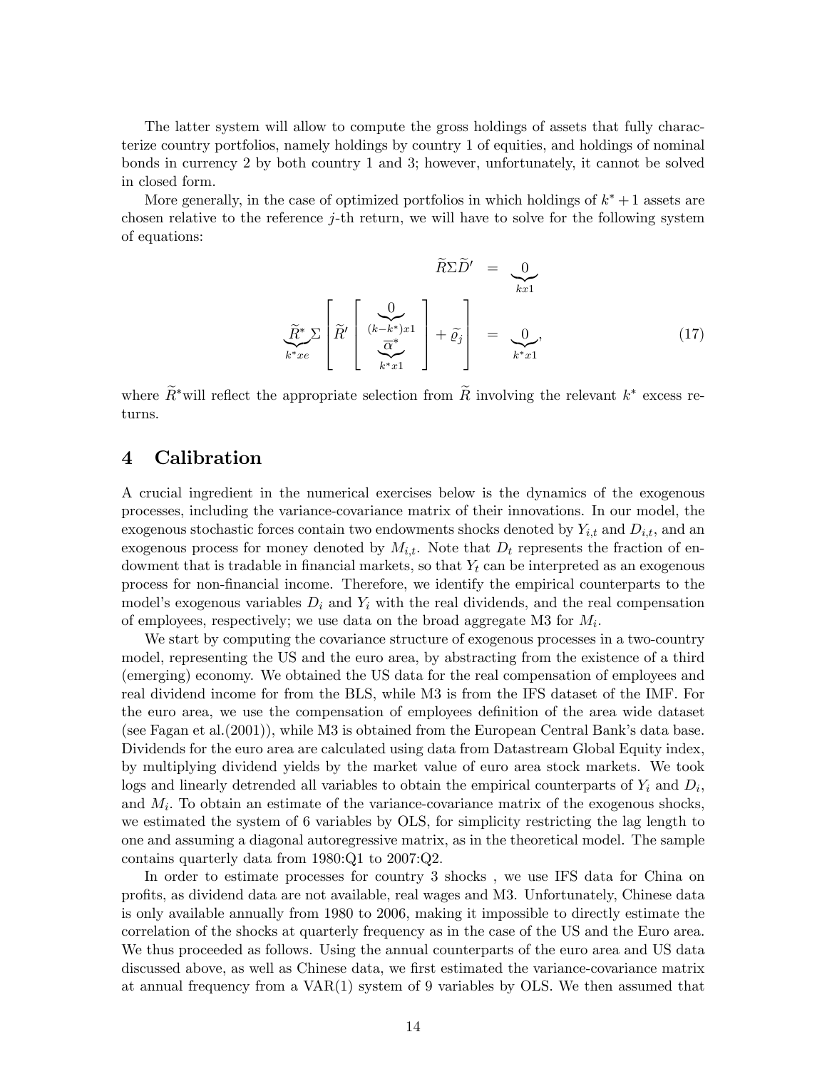The latter system will allow to compute the gross holdings of assets that fully characterize country portfolios, namely holdings by country 1 of equities, and holdings of nominal bonds in currency 2 by both country 1 and 3; however, unfortunately, it cannot be solved in closed form.

More generally, in the case of optimized portfolios in which holdings of $k^*+1$ assets are chosen relative to the reference $j$-th return, we will have to solve for the following system of equations:

$$
\begin{aligned}
\widetilde{R}\Sigma\widetilde{D}' &= \underbrace{0}_{kx1} \\
\underbrace{\widetilde{R}^*}_{k^*xe}\Sigma\left[\widetilde{R}'\left[\begin{array}{c}\underbrace{0}_{(k-k^*)x1} \\ \underbrace{\overline{\alpha}^*}_{k^*x1}\end{array}\right]+\widetilde{\varrho}_j\right] &= \underbrace{0}_{k^*x1},
\end{aligned}
\tag{17}
$$

where $\widetilde{R}^*$will reflect the appropriate selection from $\widetilde{R}$ involving the relevant $k^*$ excess returns.

## 4 Calibration

A crucial ingredient in the numerical exercises below is the dynamics of the exogenous processes, including the variance-covariance matrix of their innovations. In our model, the exogenous stochastic forces contain two endowments shocks denoted by $Y_{i,t}$ and $D_{i,t}$, and an exogenous process for money denoted by $M_{i,t}$. Note that $D_t$ represents the fraction of endowment that is tradable in financial markets, so that $Y_t$ can be interpreted as an exogenous process for non-financial income. Therefore, we identify the empirical counterparts to the model's exogenous variables $D_i$ and $Y_i$ with the real dividends, and the real compensation of employees, respectively; we use data on the broad aggregate M3 for $M_i$.

We start by computing the covariance structure of exogenous processes in a two-country model, representing the US and the euro area, by abstracting from the existence of a third (emerging) economy. We obtained the US data for the real compensation of employees and real dividend income for from the BLS, while M3 is from the IFS dataset of the IMF. For the euro area, we use the compensation of employees definition of the area wide dataset (see Fagan et al.(2001)), while M3 is obtained from the European Central Bank's data base. Dividends for the euro area are calculated using data from Datastream Global Equity index, by multiplying dividend yields by the market value of euro area stock markets. We took logs and linearly detrended all variables to obtain the empirical counterparts of $Y_i$ and $D_i$, and $M_i$. To obtain an estimate of the variance-covariance matrix of the exogenous shocks, we estimated the system of 6 variables by OLS, for simplicity restricting the lag length to one and assuming a diagonal autoregressive matrix, as in the theoretical model. The sample contains quarterly data from 1980:Q1 to 2007:Q2.

In order to estimate processes for country 3 shocks , we use IFS data for China on profits, as dividend data are not available, real wages and M3. Unfortunately, Chinese data is only available annually from 1980 to 2006, making it impossible to directly estimate the correlation of the shocks at quarterly frequency as in the case of the US and the Euro area. We thus proceeded as follows. Using the annual counterparts of the euro area and US data discussed above, as well as Chinese data, we first estimated the variance-covariance matrix at annual frequency from a VAR(1) system of 9 variables by OLS. We then assumed that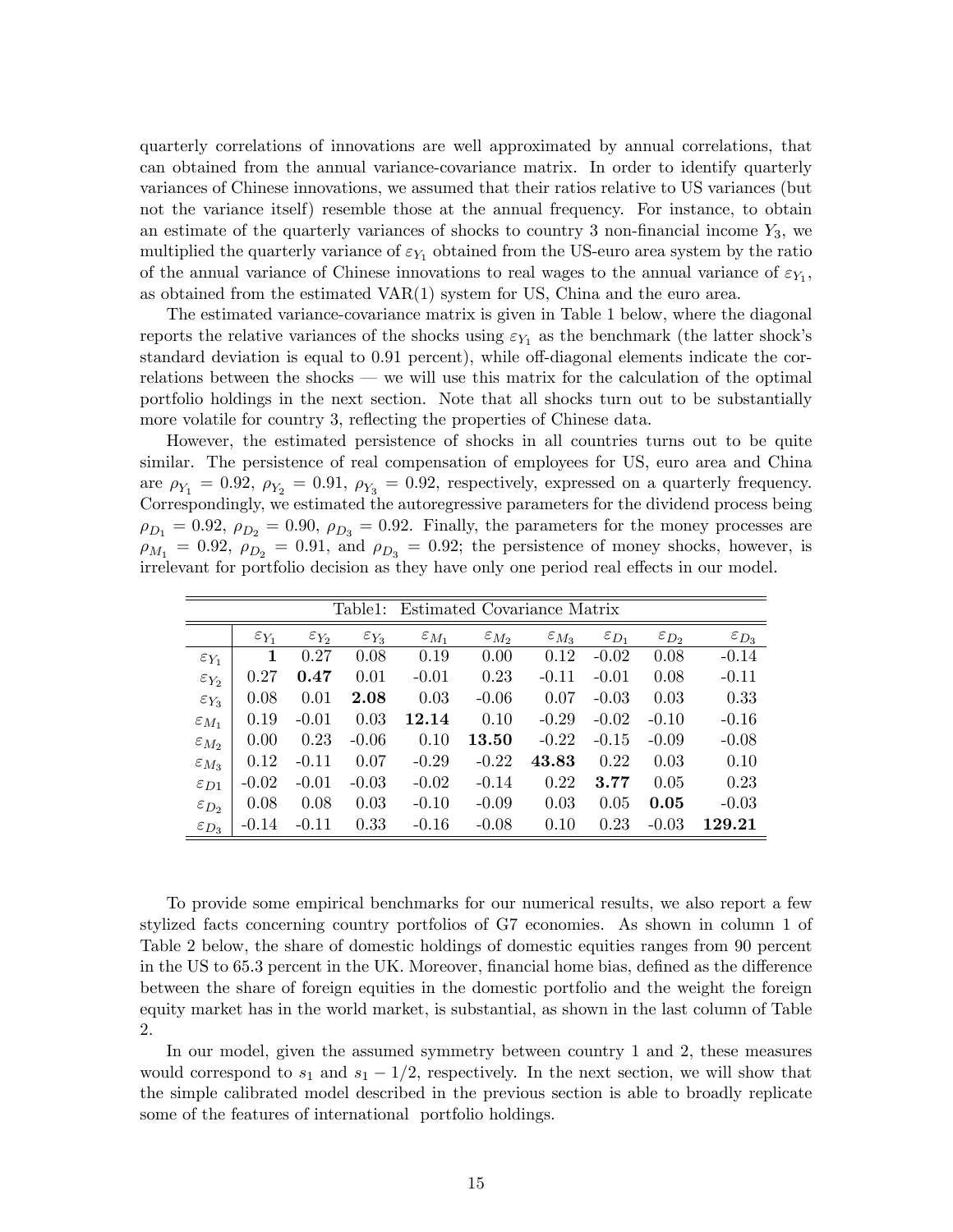quarterly correlations of innovations are well approximated by annual correlations, that can obtained from the annual variance-covariance matrix. In order to identify quarterly variances of Chinese innovations, we assumed that their ratios relative to US variances (but not the variance itself) resemble those at the annual frequency. For instance, to obtain an estimate of the quarterly variances of shocks to country 3 non-financial income $Y_3$, we multiplied the quarterly variance of $\varepsilon_{Y_1}$ obtained from the US-euro area system by the ratio of the annual variance of Chinese innovations to real wages to the annual variance of $\varepsilon_{Y_1}$, as obtained from the estimated VAR(1) system for US, China and the euro area.

The estimated variance-covariance matrix is given in Table 1 below, where the diagonal reports the relative variances of the shocks using $\varepsilon_{Y_1}$ as the benchmark (the latter shock's standard deviation is equal to 0.91 percent), while off-diagonal elements indicate the correlations between the shocks — we will use this matrix for the calculation of the optimal portfolio holdings in the next section. Note that all shocks turn out to be substantially more volatile for country 3, reflecting the properties of Chinese data.

However, the estimated persistence of shocks in all countries turns out to be quite similar. The persistence of real compensation of employees for US, euro area and China are $\rho_{Y_1} = 0.92$, $\rho_{Y_2} = 0.91$, $\rho_{Y_3} = 0.92$, respectively, expressed on a quarterly frequency. Correspondingly, we estimated the autoregressive parameters for the dividend process being $\rho_{D_1} = 0.92$, $\rho_{D_2} = 0.90$, $\rho_{D_3} = 0.92$. Finally, the parameters for the money processes are $\rho_{M_1} = 0.92$, $\rho_{D_2} = 0.91$, and $\rho_{D_3} = 0.92$; the persistence of money shocks, however, is irrelevant for portfolio decision as they have only one period real effects in our model.

Table1: Estimated Covariance Matrix

| | $\varepsilon_{Y_1}$ | $\varepsilon_{Y_2}$ | $\varepsilon_{Y_3}$ | $\varepsilon_{M_1}$ | $\varepsilon_{M_2}$ | $\varepsilon_{M_3}$ | $\varepsilon_{D_1}$ | $\varepsilon_{D_2}$ | $\varepsilon_{D_3}$ |
|---|---|---|---|---|---|---|---|---|---|
| $\varepsilon_{Y_1}$ | **1** | 0.27 | 0.08 | 0.19 | 0.00 | 0.12 | -0.02 | 0.08 | -0.14 |
| $\varepsilon_{Y_2}$ | 0.27 | **0.47** | 0.01 | -0.01 | 0.23 | -0.11 | -0.01 | 0.08 | -0.11 |
| $\varepsilon_{Y_3}$ | 0.08 | 0.01 | **2.08** | 0.03 | -0.06 | 0.07 | -0.03 | 0.03 | 0.33 |
| $\varepsilon_{M_1}$ | 0.19 | -0.01 | 0.03 | **12.14** | 0.10 | -0.29 | -0.02 | -0.10 | -0.16 |
| $\varepsilon_{M_2}$ | 0.00 | 0.23 | -0.06 | 0.10 | **13.50** | -0.22 | -0.15 | -0.09 | -0.08 |
| $\varepsilon_{M_3}$ | 0.12 | -0.11 | 0.07 | -0.29 | -0.22 | **43.83** | 0.22 | 0.03 | 0.10 |
| $\varepsilon_{D1}$ | -0.02 | -0.01 | -0.03 | -0.02 | -0.14 | 0.22 | **3.77** | 0.05 | 0.23 |
| $\varepsilon_{D_2}$ | 0.08 | 0.08 | 0.03 | -0.10 | -0.09 | 0.03 | 0.05 | **0.05** | -0.03 |
| $\varepsilon_{D_3}$ | -0.14 | -0.11 | 0.33 | -0.16 | -0.08 | 0.10 | 0.23 | -0.03 | **129.21** |

To provide some empirical benchmarks for our numerical results, we also report a few stylized facts concerning country portfolios of G7 economies. As shown in column 1 of Table 2 below, the share of domestic holdings of domestic equities ranges from 90 percent in the US to 65.3 percent in the UK. Moreover, financial home bias, defined as the difference between the share of foreign equities in the domestic portfolio and the weight the foreign equity market has in the world market, is substantial, as shown in the last column of Table 2.

In our model, given the assumed symmetry between country 1 and 2, these measures would correspond to $s_1$ and $s_1 - 1/2$, respectively. In the next section, we will show that the simple calibrated model described in the previous section is able to broadly replicate some of the features of international portfolio holdings.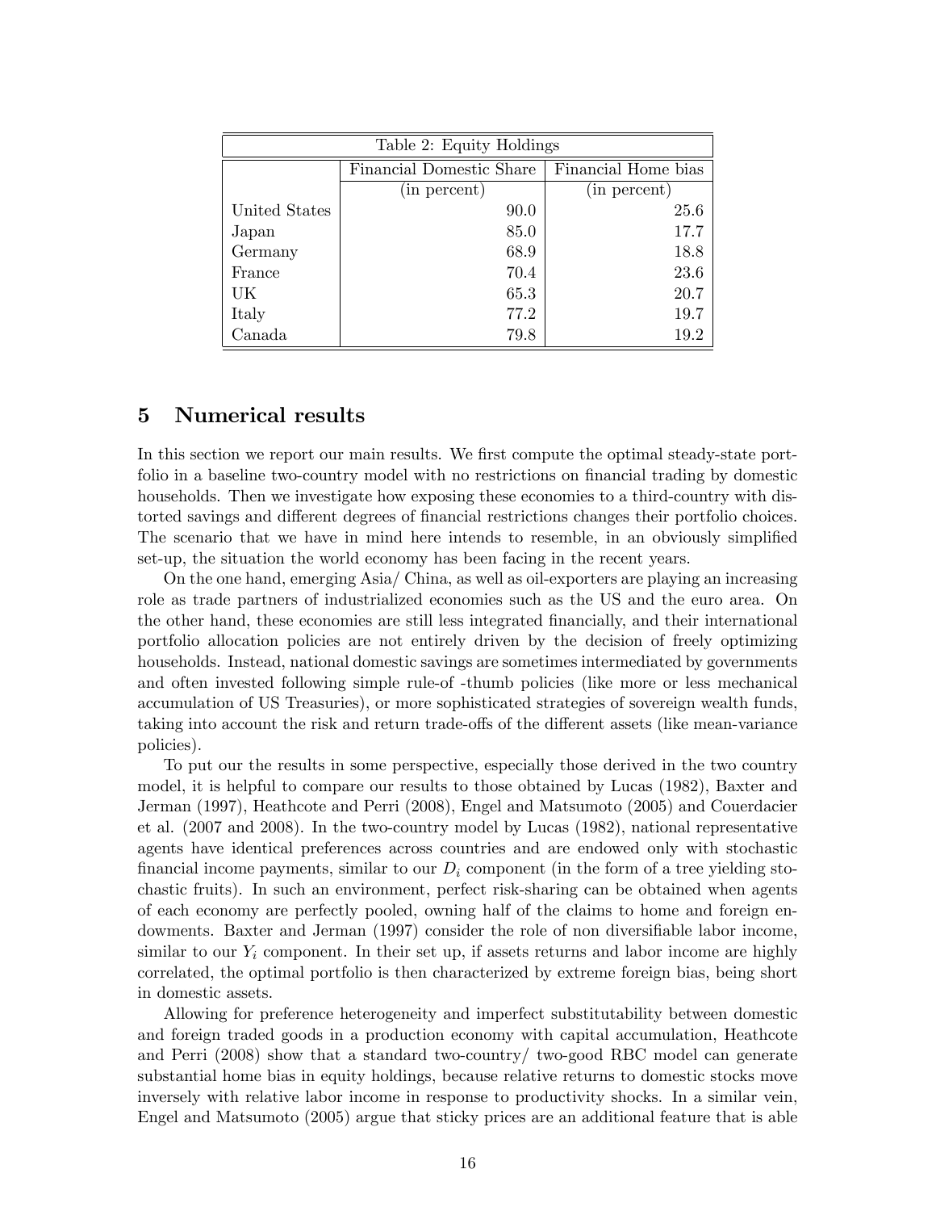Table 2: Equity Holdings

| | Financial Domestic Share | Financial Home bias |
|---|---|---|
| | (in percent) | (in percent) |
| United States | 90.0 | 25.6 |
| Japan | 85.0 | 17.7 |
| Germany | 68.9 | 18.8 |
| France | 70.4 | 23.6 |
| UK | 65.3 | 20.7 |
| Italy | 77.2 | 19.7 |
| Canada | 79.8 | 19.2 |

## 5 Numerical results

In this section we report our main results. We first compute the optimal steady-state portfolio in a baseline two-country model with no restrictions on financial trading by domestic households. Then we investigate how exposing these economies to a third-country with distorted savings and different degrees of financial restrictions changes their portfolio choices. The scenario that we have in mind here intends to resemble, in an obviously simplified set-up, the situation the world economy has been facing in the recent years.

On the one hand, emerging Asia/ China, as well as oil-exporters are playing an increasing role as trade partners of industrialized economies such as the US and the euro area. On the other hand, these economies are still less integrated financially, and their international portfolio allocation policies are not entirely driven by the decision of freely optimizing households. Instead, national domestic savings are sometimes intermediated by governments and often invested following simple rule-of -thumb policies (like more or less mechanical accumulation of US Treasuries), or more sophisticated strategies of sovereign wealth funds, taking into account the risk and return trade-offs of the different assets (like mean-variance policies).

To put our the results in some perspective, especially those derived in the two country model, it is helpful to compare our results to those obtained by Lucas (1982), Baxter and Jerman (1997), Heathcote and Perri (2008), Engel and Matsumoto (2005) and Couerdacier et al. (2007 and 2008). In the two-country model by Lucas (1982), national representative agents have identical preferences across countries and are endowed only with stochastic financial income payments, similar to our $D_i$ component (in the form of a tree yielding stochastic fruits). In such an environment, perfect risk-sharing can be obtained when agents of each economy are perfectly pooled, owning half of the claims to home and foreign endowments. Baxter and Jerman (1997) consider the role of non diversifiable labor income, similar to our $Y_i$ component. In their set up, if assets returns and labor income are highly correlated, the optimal portfolio is then characterized by extreme foreign bias, being short in domestic assets.

Allowing for preference heterogeneity and imperfect substitutability between domestic and foreign traded goods in a production economy with capital accumulation, Heathcote and Perri (2008) show that a standard two-country/ two-good RBC model can generate substantial home bias in equity holdings, because relative returns to domestic stocks move inversely with relative labor income in response to productivity shocks. In a similar vein, Engel and Matsumoto (2005) argue that sticky prices are an additional feature that is able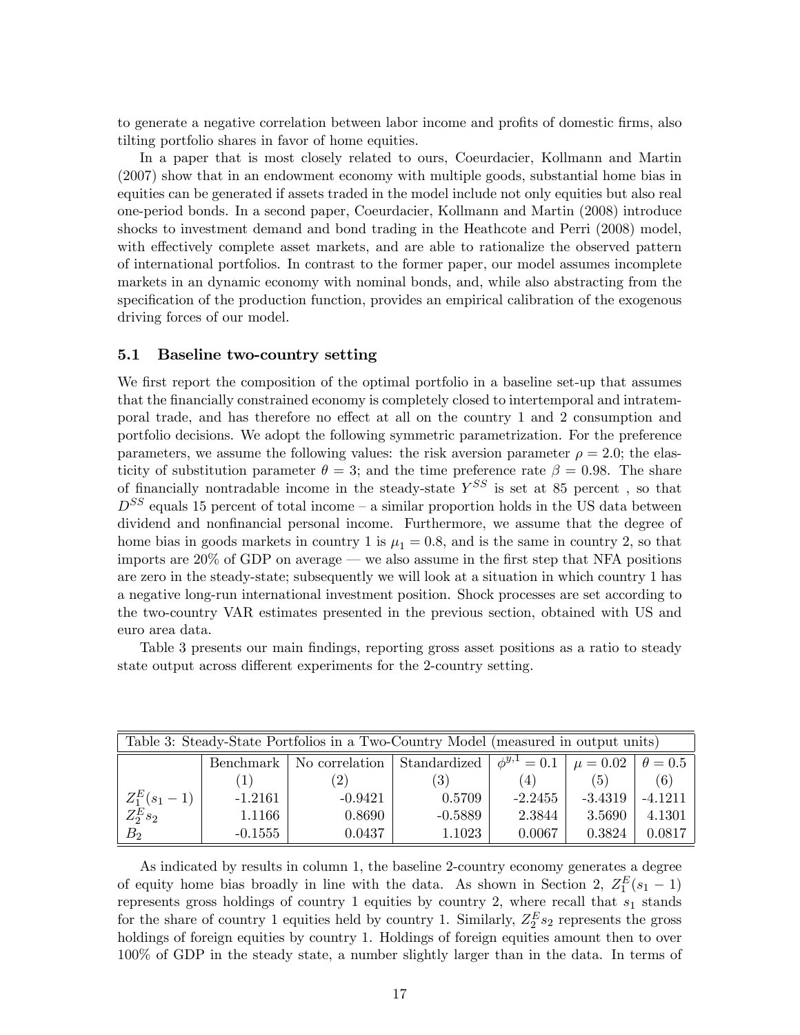to generate a negative correlation between labor income and profits of domestic firms, also tilting portfolio shares in favor of home equities.

In a paper that is most closely related to ours, Coeurdacier, Kollmann and Martin (2007) show that in an endowment economy with multiple goods, substantial home bias in equities can be generated if assets traded in the model include not only equities but also real one-period bonds. In a second paper, Coeurdacier, Kollmann and Martin (2008) introduce shocks to investment demand and bond trading in the Heathcote and Perri (2008) model, with effectively complete asset markets, and are able to rationalize the observed pattern of international portfolios. In contrast to the former paper, our model assumes incomplete markets in an dynamic economy with nominal bonds, and, while also abstracting from the specification of the production function, provides an empirical calibration of the exogenous driving forces of our model.

### 5.1 Baseline two-country setting

We first report the composition of the optimal portfolio in a baseline set-up that assumes that the financially constrained economy is completely closed to intertemporal and intratemporal trade, and has therefore no effect at all on the country 1 and 2 consumption and portfolio decisions. We adopt the following symmetric parametrization. For the preference parameters, we assume the following values: the risk aversion parameter $\rho = 2.0$; the elasticity of substitution parameter $\theta = 3$; and the time preference rate $\beta = 0.98$. The share of financially nontradable income in the steady-state $Y^{SS}$ is set at 85 percent , so that $D^{SS}$ equals 15 percent of total income – a similar proportion holds in the US data between dividend and nonfinancial personal income. Furthermore, we assume that the degree of home bias in goods markets in country 1 is $\mu_1 = 0.8$, and is the same in country 2, so that imports are 20% of GDP on average — we also assume in the first step that NFA positions are zero in the steady-state; subsequently we will look at a situation in which country 1 has a negative long-run international investment position. Shock processes are set according to the two-country VAR estimates presented in the previous section, obtained with US and euro area data.

Table 3 presents our main findings, reporting gross asset positions as a ratio to steady state output across different experiments for the 2-country setting.

Table 3: Steady-State Portfolios in a Two-Country Model (measured in output units)

| | Benchmark | No correlation | Standardized | $\phi^{y,1} = 0.1$ | $\mu = 0.02$ | $\theta = 0.5$ |
|---|---|---|---|---|---|---|
| | (1) | (2) | (3) | (4) | (5) | (6) |
| $Z_1^E(s_1 - 1)$ | -1.2161 | -0.9421 | 0.5709 | -2.2455 | -3.4319 | -4.1211 |
| $Z_2^E s_2$ | 1.1166 | 0.8690 | -0.5889 | 2.3844 | 3.5690 | 4.1301 |
| $B_2$ | -0.1555 | 0.0437 | 1.1023 | 0.0067 | 0.3824 | 0.0817 |

As indicated by results in column 1, the baseline 2-country economy generates a degree of equity home bias broadly in line with the data. As shown in Section 2, $Z_1^E(s_1 - 1)$ represents gross holdings of country 1 equities by country 2, where recall that $s_1$ stands for the share of country 1 equities held by country 1. Similarly, $Z_2^E s_2$ represents the gross holdings of foreign equities by country 1. Holdings of foreign equities amount then to over 100% of GDP in the steady state, a number slightly larger than in the data. In terms of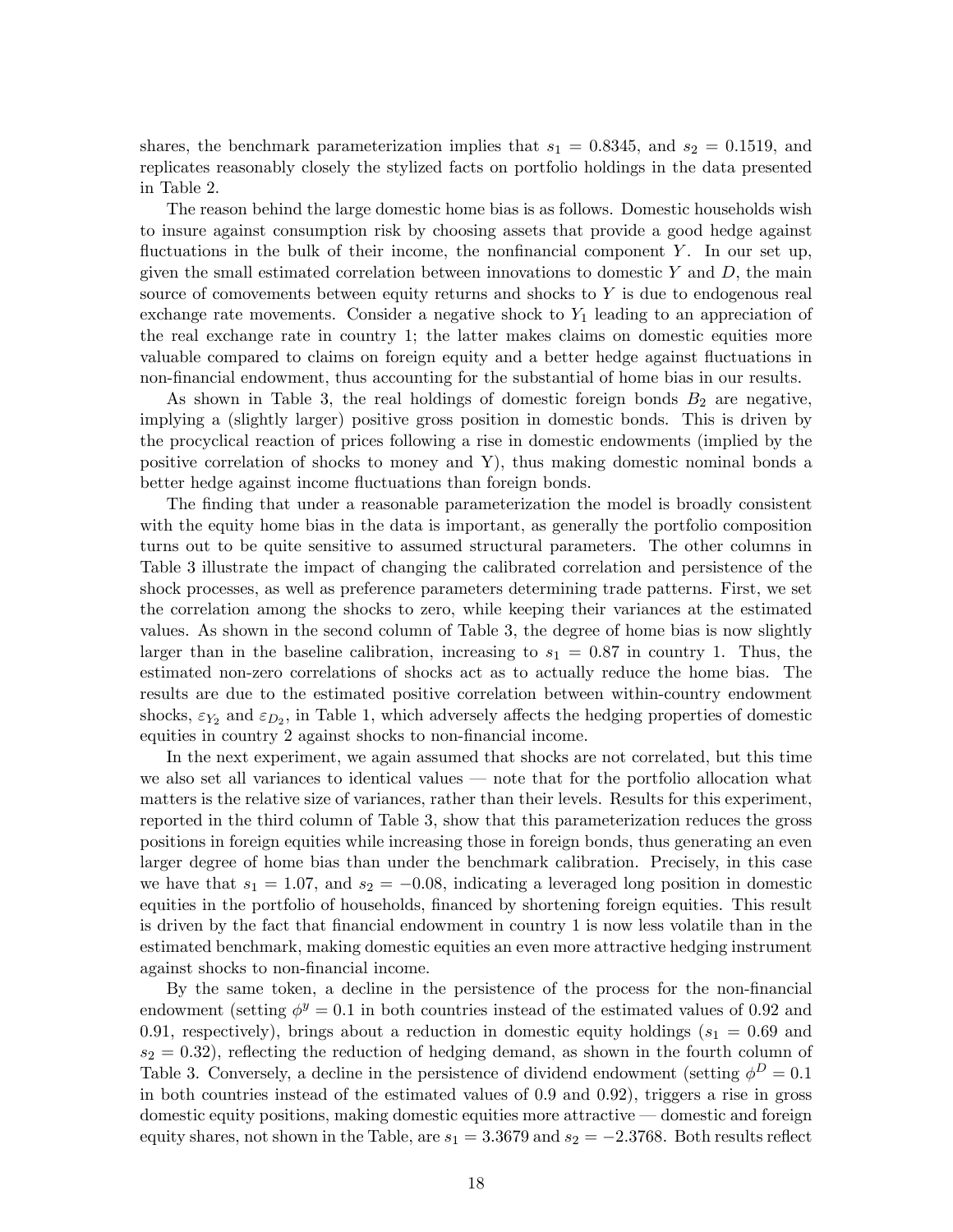shares, the benchmark parameterization implies that $s_1 = 0.8345$, and $s_2 = 0.1519$, and replicates reasonably closely the stylized facts on portfolio holdings in the data presented in Table 2.

The reason behind the large domestic home bias is as follows. Domestic households wish to insure against consumption risk by choosing assets that provide a good hedge against fluctuations in the bulk of their income, the nonfinancial component $Y$. In our set up, given the small estimated correlation between innovations to domestic $Y$ and $D$, the main source of comovements between equity returns and shocks to $Y$ is due to endogenous real exchange rate movements. Consider a negative shock to $Y_1$ leading to an appreciation of the real exchange rate in country 1; the latter makes claims on domestic equities more valuable compared to claims on foreign equity and a better hedge against fluctuations in non-financial endowment, thus accounting for the substantial of home bias in our results.

As shown in Table 3, the real holdings of domestic foreign bonds $B_2$ are negative, implying a (slightly larger) positive gross position in domestic bonds. This is driven by the procyclical reaction of prices following a rise in domestic endowments (implied by the positive correlation of shocks to money and Y), thus making domestic nominal bonds a better hedge against income fluctuations than foreign bonds.

The finding that under a reasonable parameterization the model is broadly consistent with the equity home bias in the data is important, as generally the portfolio composition turns out to be quite sensitive to assumed structural parameters. The other columns in Table 3 illustrate the impact of changing the calibrated correlation and persistence of the shock processes, as well as preference parameters determining trade patterns. First, we set the correlation among the shocks to zero, while keeping their variances at the estimated values. As shown in the second column of Table 3, the degree of home bias is now slightly larger than in the baseline calibration, increasing to $s_1 = 0.87$ in country 1. Thus, the estimated non-zero correlations of shocks act as to actually reduce the home bias. The results are due to the estimated positive correlation between within-country endowment shocks, $\varepsilon_{Y_2}$ and $\varepsilon_{D_2}$, in Table 1, which adversely affects the hedging properties of domestic equities in country 2 against shocks to non-financial income.

In the next experiment, we again assumed that shocks are not correlated, but this time we also set all variances to identical values — note that for the portfolio allocation what matters is the relative size of variances, rather than their levels. Results for this experiment, reported in the third column of Table 3, show that this parameterization reduces the gross positions in foreign equities while increasing those in foreign bonds, thus generating an even larger degree of home bias than under the benchmark calibration. Precisely, in this case we have that $s_1 = 1.07$, and $s_2 = -0.08$, indicating a leveraged long position in domestic equities in the portfolio of households, financed by shortening foreign equities. This result is driven by the fact that financial endowment in country 1 is now less volatile than in the estimated benchmark, making domestic equities an even more attractive hedging instrument against shocks to non-financial income.

By the same token, a decline in the persistence of the process for the non-financial endowment (setting $\phi^y = 0.1$ in both countries instead of the estimated values of 0.92 and 0.91, respectively), brings about a reduction in domestic equity holdings ($s_1 = 0.69$ and $s_2 = 0.32$), reflecting the reduction of hedging demand, as shown in the fourth column of Table 3. Conversely, a decline in the persistence of dividend endowment (setting $\phi^D = 0.1$ in both countries instead of the estimated values of 0.9 and 0.92), triggers a rise in gross domestic equity positions, making domestic equities more attractive — domestic and foreign equity shares, not shown in the Table, are $s_1 = 3.3679$ and $s_2 = -2.3768$. Both results reflect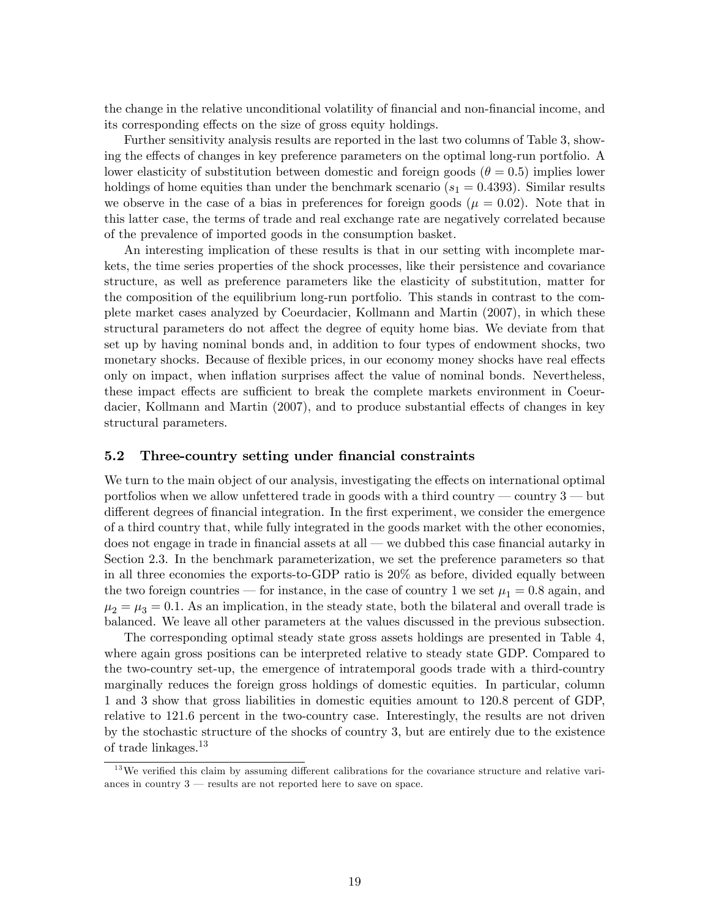the change in the relative unconditional volatility of financial and non-financial income, and its corresponding effects on the size of gross equity holdings.

Further sensitivity analysis results are reported in the last two columns of Table 3, showing the effects of changes in key preference parameters on the optimal long-run portfolio. A lower elasticity of substitution between domestic and foreign goods ($\theta = 0.5$) implies lower holdings of home equities than under the benchmark scenario ($s_1 = 0.4393$). Similar results we observe in the case of a bias in preferences for foreign goods ($\mu = 0.02$). Note that in this latter case, the terms of trade and real exchange rate are negatively correlated because of the prevalence of imported goods in the consumption basket.

An interesting implication of these results is that in our setting with incomplete markets, the time series properties of the shock processes, like their persistence and covariance structure, as well as preference parameters like the elasticity of substitution, matter for the composition of the equilibrium long-run portfolio. This stands in contrast to the complete market cases analyzed by Coeurdacier, Kollmann and Martin (2007), in which these structural parameters do not affect the degree of equity home bias. We deviate from that set up by having nominal bonds and, in addition to four types of endowment shocks, two monetary shocks. Because of flexible prices, in our economy money shocks have real effects only on impact, when inflation surprises affect the value of nominal bonds. Nevertheless, these impact effects are sufficient to break the complete markets environment in Coeurdacier, Kollmann and Martin (2007), and to produce substantial effects of changes in key structural parameters.

### 5.2 Three-country setting under financial constraints

We turn to the main object of our analysis, investigating the effects on international optimal portfolios when we allow unfettered trade in goods with a third country — country 3 — but different degrees of financial integration. In the first experiment, we consider the emergence of a third country that, while fully integrated in the goods market with the other economies, does not engage in trade in financial assets at all — we dubbed this case financial autarky in Section 2.3. In the benchmark parameterization, we set the preference parameters so that in all three economies the exports-to-GDP ratio is 20% as before, divided equally between the two foreign countries — for instance, in the case of country 1 we set $\mu_1 = 0.8$ again, and $\mu_2 = \mu_3 = 0.1$. As an implication, in the steady state, both the bilateral and overall trade is balanced. We leave all other parameters at the values discussed in the previous subsection.

The corresponding optimal steady state gross assets holdings are presented in Table 4, where again gross positions can be interpreted relative to steady state GDP. Compared to the two-country set-up, the emergence of intratemporal goods trade with a third-country marginally reduces the foreign gross holdings of domestic equities. In particular, column 1 and 3 show that gross liabilities in domestic equities amount to 120.8 percent of GDP, relative to 121.6 percent in the two-country case. Interestingly, the results are not driven by the stochastic structure of the shocks of country 3, but are entirely due to the existence of trade linkages.[13]

[13] We verified this claim by assuming different calibrations for the covariance structure and relative variances in country 3 — results are not reported here to save on space.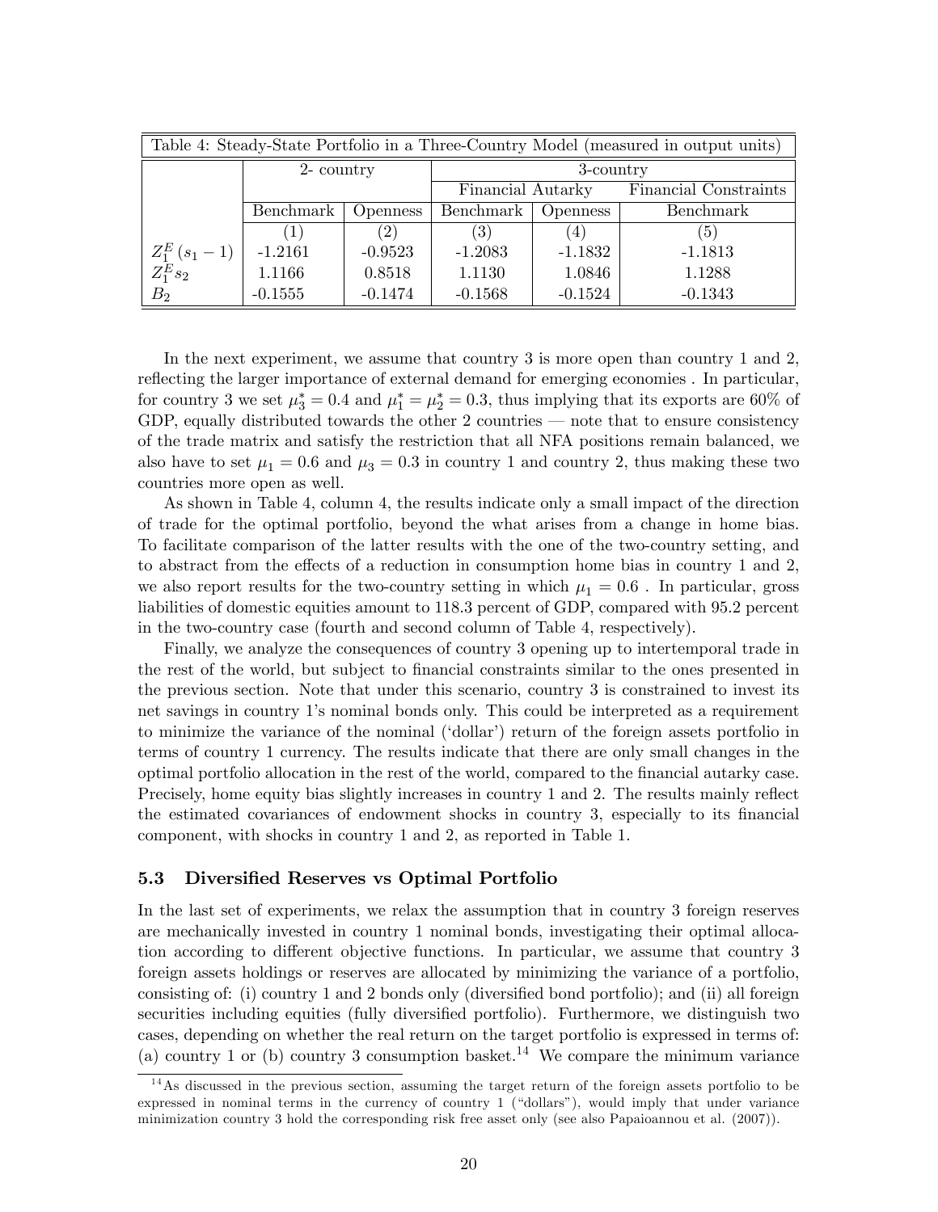| Table 4: Steady-State Portfolio in a Three-Country Model (measured in output units) | | | | | |
|---|---|---|---|---|---|
| | 2- country | | 3-country | | |
| | | | Financial Autarky | | Financial Constraints |
| | Benchmark | Openness | Benchmark | Openness | Benchmark |
| | (1) | (2) | (3) | (4) | (5) |
| $Z_1^E (s_1 - 1)$ | -1.2161 | -0.9523 | -1.2083 | -1.1832 | -1.1813 |
| $Z_1^E s_2$ | 1.1166 | 0.8518 | 1.1130 | 1.0846 | 1.1288 |
| $B_2$ | -0.1555 | -0.1474 | -0.1568 | -0.1524 | -0.1343 |

In the next experiment, we assume that country 3 is more open than country 1 and 2, reflecting the larger importance of external demand for emerging economies . In particular, for country 3 we set $\mu_3^* = 0.4$ and $\mu_1^* = \mu_2^* = 0.3$, thus implying that its exports are 60% of GDP, equally distributed towards the other 2 countries — note that to ensure consistency of the trade matrix and satisfy the restriction that all NFA positions remain balanced, we also have to set $\mu_1 = 0.6$ and $\mu_3 = 0.3$ in country 1 and country 2, thus making these two countries more open as well.

As shown in Table 4, column 4, the results indicate only a small impact of the direction of trade for the optimal portfolio, beyond the what arises from a change in home bias. To facilitate comparison of the latter results with the one of the two-country setting, and to abstract from the effects of a reduction in consumption home bias in country 1 and 2, we also report results for the two-country setting in which $\mu_1 = 0.6$ . In particular, gross liabilities of domestic equities amount to 118.3 percent of GDP, compared with 95.2 percent in the two-country case (fourth and second column of Table 4, respectively).

Finally, we analyze the consequences of country 3 opening up to intertemporal trade in the rest of the world, but subject to financial constraints similar to the ones presented in the previous section. Note that under this scenario, country 3 is constrained to invest its net savings in country 1's nominal bonds only. This could be interpreted as a requirement to minimize the variance of the nominal ('dollar') return of the foreign assets portfolio in terms of country 1 currency. The results indicate that there are only small changes in the optimal portfolio allocation in the rest of the world, compared to the financial autarky case. Precisely, home equity bias slightly increases in country 1 and 2. The results mainly reflect the estimated covariances of endowment shocks in country 3, especially to its financial component, with shocks in country 1 and 2, as reported in Table 1.

### 5.3 Diversified Reserves vs Optimal Portfolio

In the last set of experiments, we relax the assumption that in country 3 foreign reserves are mechanically invested in country 1 nominal bonds, investigating their optimal allocation according to different objective functions. In particular, we assume that country 3 foreign assets holdings or reserves are allocated by minimizing the variance of a portfolio, consisting of: (i) country 1 and 2 bonds only (diversified bond portfolio); and (ii) all foreign securities including equities (fully diversified portfolio). Furthermore, we distinguish two cases, depending on whether the real return on the target portfolio is expressed in terms of: (a) country 1 or (b) country 3 consumption basket.[14] We compare the minimum variance

[14] As discussed in the previous section, assuming the target return of the foreign assets portfolio to be expressed in nominal terms in the currency of country 1 ("dollars"), would imply that under variance minimization country 3 hold the corresponding risk free asset only (see also Papaioannou et al. (2007)).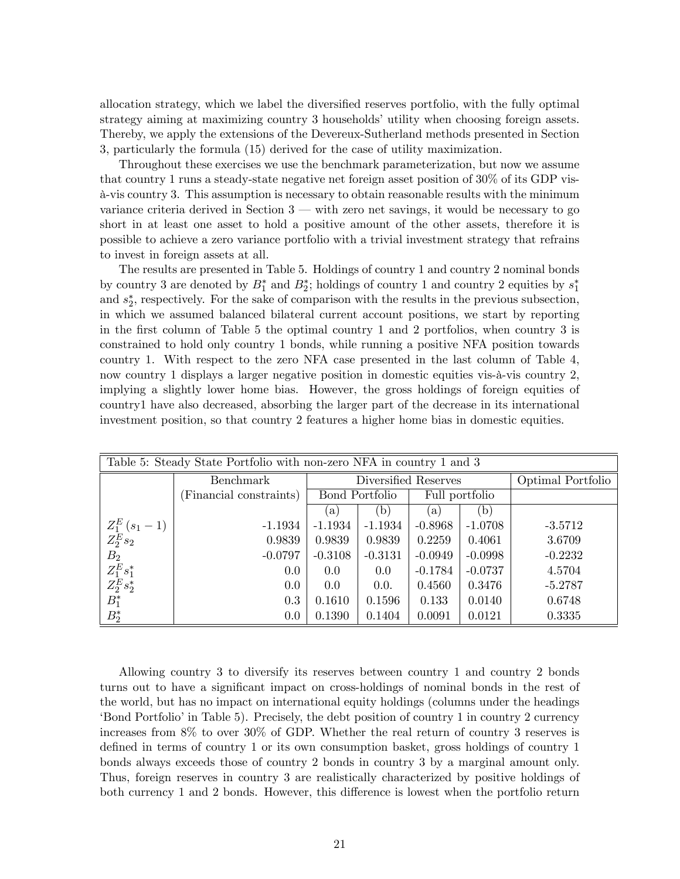allocation strategy, which we label the diversified reserves portfolio, with the fully optimal strategy aiming at maximizing country 3 households' utility when choosing foreign assets. Thereby, we apply the extensions of the Devereux-Sutherland methods presented in Section 3, particularly the formula (15) derived for the case of utility maximization.

Throughout these exercises we use the benchmark parameterization, but now we assume that country 1 runs a steady-state negative net foreign asset position of 30% of its GDP vis-à-vis country 3. This assumption is necessary to obtain reasonable results with the minimum variance criteria derived in Section 3 — with zero net savings, it would be necessary to go short in at least one asset to hold a positive amount of the other assets, therefore it is possible to achieve a zero variance portfolio with a trivial investment strategy that refrains to invest in foreign assets at all.

The results are presented in Table 5. Holdings of country 1 and country 2 nominal bonds by country 3 are denoted by $B_1^*$ and $B_2^*$; holdings of country 1 and country 2 equities by $s_1^*$ and $s_2^*$, respectively. For the sake of comparison with the results in the previous subsection, in which we assumed balanced bilateral current account positions, we start by reporting in the first column of Table 5 the optimal country 1 and 2 portfolios, when country 3 is constrained to hold only country 1 bonds, while running a positive NFA position towards country 1. With respect to the zero NFA case presented in the last column of Table 4, now country 1 displays a larger negative position in domestic equities vis-à-vis country 2, implying a slightly lower home bias. However, the gross holdings of foreign equities of country1 have also decreased, absorbing the larger part of the decrease in its international investment position, so that country 2 features a higher home bias in domestic equities.

Table 5: Steady State Portfolio with non-zero NFA in country 1 and 3

| | Benchmark | Diversified Reserves | | | | Optimal Portfolio |
|---|---|---|---|---|---|---|
| | (Financial constraints) | Bond Portfolio | | Full portfolio | | |
| | | (a) | (b) | (a) | (b) | |
| $Z_1^E(s_1-1)$ | -1.1934 | -1.1934 | -1.1934 | -0.8968 | -1.0708 | -3.5712 |
| $Z_2^E s_2$ | 0.9839 | 0.9839 | 0.9839 | 0.2259 | 0.4061 | 3.6709 |
| $B_2$ | -0.0797 | -0.3108 | -0.3131 | -0.0949 | -0.0998 | -0.2232 |
| $Z_1^E s_1^*$ | 0.0 | 0.0 | 0.0 | -0.1784 | -0.0737 | 4.5704 |
| $Z_2^E s_2^*$ | 0.0 | 0.0 | 0.0. | 0.4560 | 0.3476 | -5.2787 |
| $B_1^*$ | 0.3 | 0.1610 | 0.1596 | 0.133 | 0.0140 | 0.6748 |
| $B_2^*$ | 0.0 | 0.1390 | 0.1404 | 0.0091 | 0.0121 | 0.3335 |

Allowing country 3 to diversify its reserves between country 1 and country 2 bonds turns out to have a significant impact on cross-holdings of nominal bonds in the rest of the world, but has no impact on international equity holdings (columns under the headings 'Bond Portfolio' in Table 5). Precisely, the debt position of country 1 in country 2 currency increases from 8% to over 30% of GDP. Whether the real return of country 3 reserves is defined in terms of country 1 or its own consumption basket, gross holdings of country 1 bonds always exceeds those of country 2 bonds in country 3 by a marginal amount only. Thus, foreign reserves in country 3 are realistically characterized by positive holdings of both currency 1 and 2 bonds. However, this difference is lowest when the portfolio return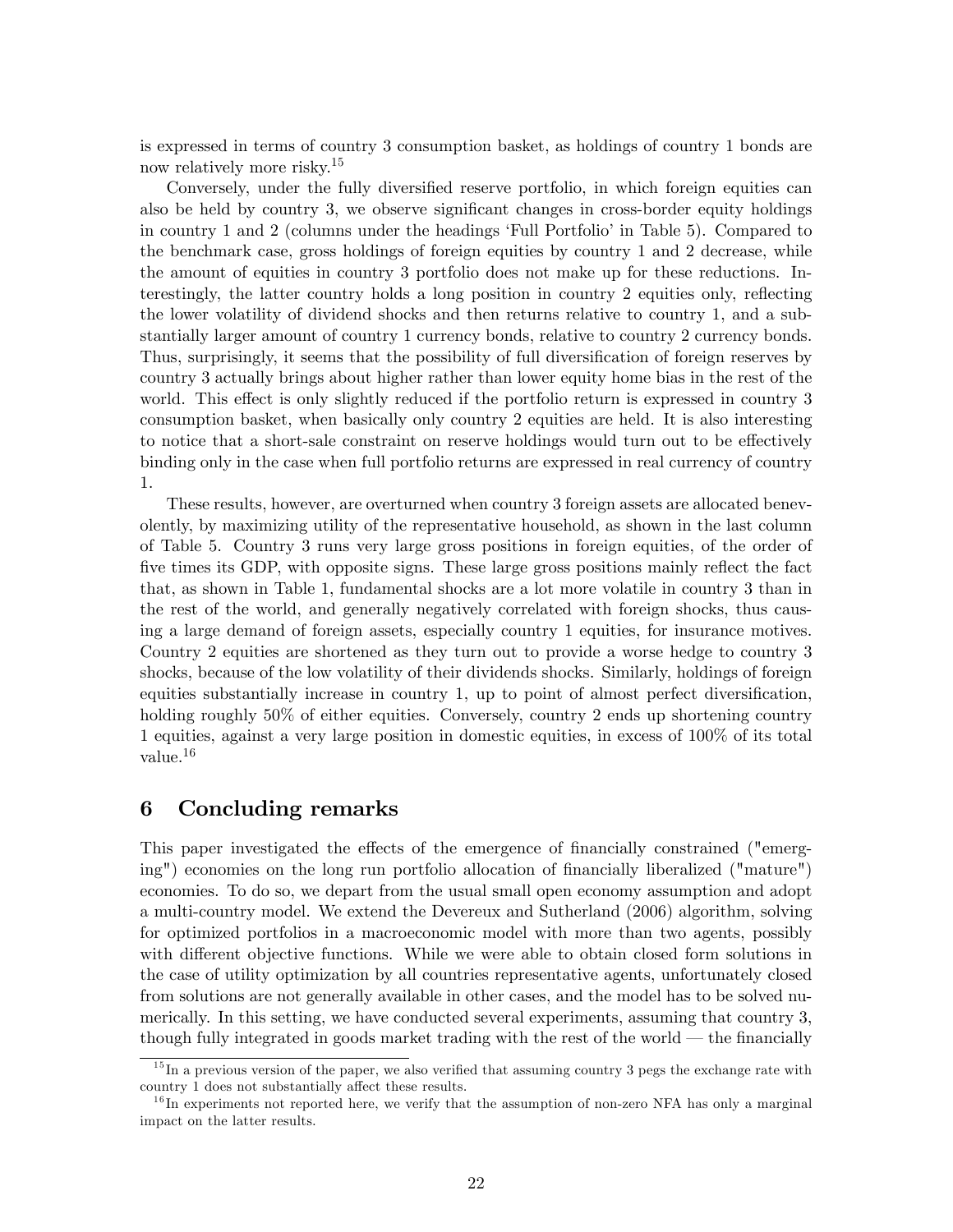is expressed in terms of country 3 consumption basket, as holdings of country 1 bonds are now relatively more risky.[15]

Conversely, under the fully diversified reserve portfolio, in which foreign equities can also be held by country 3, we observe significant changes in cross-border equity holdings in country 1 and 2 (columns under the headings 'Full Portfolio' in Table 5). Compared to the benchmark case, gross holdings of foreign equities by country 1 and 2 decrease, while the amount of equities in country 3 portfolio does not make up for these reductions. Interestingly, the latter country holds a long position in country 2 equities only, reflecting the lower volatility of dividend shocks and then returns relative to country 1, and a substantially larger amount of country 1 currency bonds, relative to country 2 currency bonds. Thus, surprisingly, it seems that the possibility of full diversification of foreign reserves by country 3 actually brings about higher rather than lower equity home bias in the rest of the world. This effect is only slightly reduced if the portfolio return is expressed in country 3 consumption basket, when basically only country 2 equities are held. It is also interesting to notice that a short-sale constraint on reserve holdings would turn out to be effectively binding only in the case when full portfolio returns are expressed in real currency of country 1.

These results, however, are overturned when country 3 foreign assets are allocated benevolently, by maximizing utility of the representative household, as shown in the last column of Table 5. Country 3 runs very large gross positions in foreign equities, of the order of five times its GDP, with opposite signs. These large gross positions mainly reflect the fact that, as shown in Table 1, fundamental shocks are a lot more volatile in country 3 than in the rest of the world, and generally negatively correlated with foreign shocks, thus causing a large demand of foreign assets, especially country 1 equities, for insurance motives. Country 2 equities are shortened as they turn out to provide a worse hedge to country 3 shocks, because of the low volatility of their dividends shocks. Similarly, holdings of foreign equities substantially increase in country 1, up to point of almost perfect diversification, holding roughly 50% of either equities. Conversely, country 2 ends up shortening country 1 equities, against a very large position in domestic equities, in excess of 100% of its total value.[16]

# 6 Concluding remarks

This paper investigated the effects of the emergence of financially constrained ("emerging") economies on the long run portfolio allocation of financially liberalized ("mature") economies. To do so, we depart from the usual small open economy assumption and adopt a multi-country model. We extend the Devereux and Sutherland (2006) algorithm, solving for optimized portfolios in a macroeconomic model with more than two agents, possibly with different objective functions. While we were able to obtain closed form solutions in the case of utility optimization by all countries representative agents, unfortunately closed from solutions are not generally available in other cases, and the model has to be solved numerically. In this setting, we have conducted several experiments, assuming that country 3, though fully integrated in goods market trading with the rest of the world — the financially

[15] In a previous version of the paper, we also verified that assuming country 3 pegs the exchange rate with country 1 does not substantially affect these results.

[16] In experiments not reported here, we verify that the assumption of non-zero NFA has only a marginal impact on the latter results.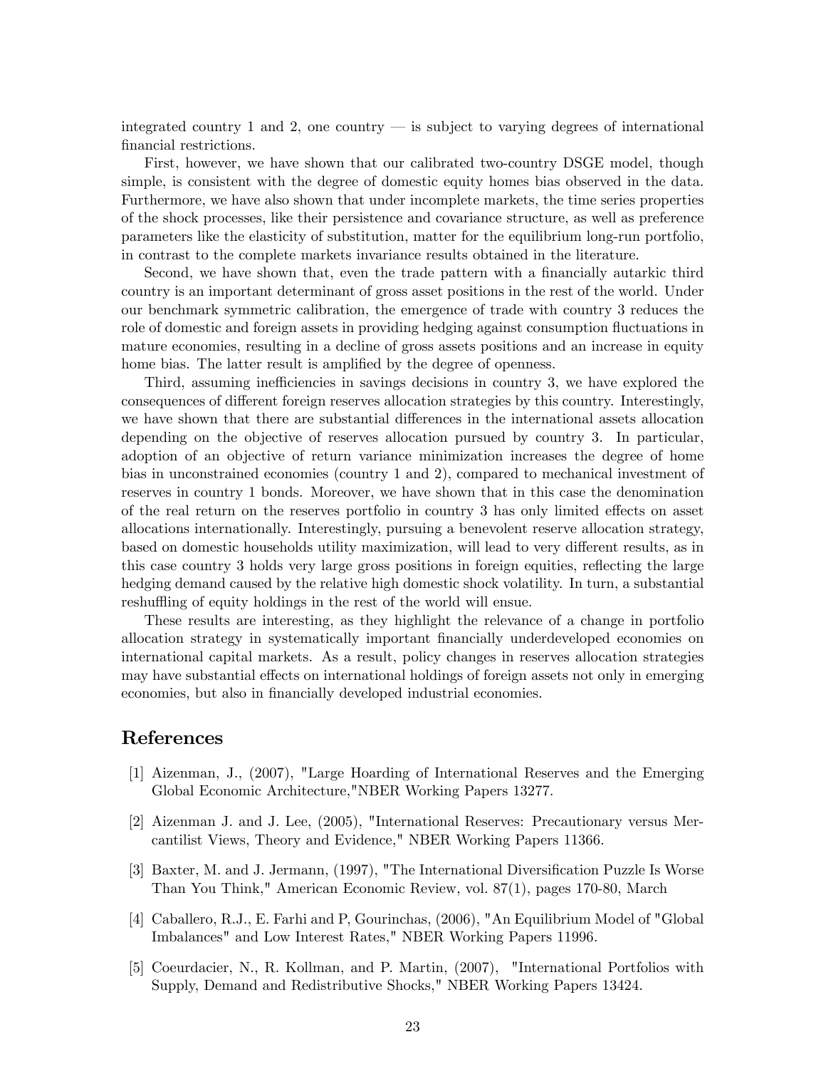integrated country 1 and 2, one country — is subject to varying degrees of international financial restrictions.

First, however, we have shown that our calibrated two-country DSGE model, though simple, is consistent with the degree of domestic equity homes bias observed in the data. Furthermore, we have also shown that under incomplete markets, the time series properties of the shock processes, like their persistence and covariance structure, as well as preference parameters like the elasticity of substitution, matter for the equilibrium long-run portfolio, in contrast to the complete markets invariance results obtained in the literature.

Second, we have shown that, even the trade pattern with a financially autarkic third country is an important determinant of gross asset positions in the rest of the world. Under our benchmark symmetric calibration, the emergence of trade with country 3 reduces the role of domestic and foreign assets in providing hedging against consumption fluctuations in mature economies, resulting in a decline of gross assets positions and an increase in equity home bias. The latter result is amplified by the degree of openness.

Third, assuming inefficiencies in savings decisions in country 3, we have explored the consequences of different foreign reserves allocation strategies by this country. Interestingly, we have shown that there are substantial differences in the international assets allocation depending on the objective of reserves allocation pursued by country 3. In particular, adoption of an objective of return variance minimization increases the degree of home bias in unconstrained economies (country 1 and 2), compared to mechanical investment of reserves in country 1 bonds. Moreover, we have shown that in this case the denomination of the real return on the reserves portfolio in country 3 has only limited effects on asset allocations internationally. Interestingly, pursuing a benevolent reserve allocation strategy, based on domestic households utility maximization, will lead to very different results, as in this case country 3 holds very large gross positions in foreign equities, reflecting the large hedging demand caused by the relative high domestic shock volatility. In turn, a substantial reshuffling of equity holdings in the rest of the world will ensue.

These results are interesting, as they highlight the relevance of a change in portfolio allocation strategy in systematically important financially underdeveloped economies on international capital markets. As a result, policy changes in reserves allocation strategies may have substantial effects on international holdings of foreign assets not only in emerging economies, but also in financially developed industrial economies.

## References

[1] Aizenman, J., (2007), "Large Hoarding of International Reserves and the Emerging Global Economic Architecture,"NBER Working Papers 13277.

[2] Aizenman J. and J. Lee, (2005), "International Reserves: Precautionary versus Mercantilist Views, Theory and Evidence," NBER Working Papers 11366.

[3] Baxter, M. and J. Jermann, (1997), "The International Diversification Puzzle Is Worse Than You Think," American Economic Review, vol. 87(1), pages 170-80, March

[4] Caballero, R.J., E. Farhi and P, Gourinchas, (2006), "An Equilibrium Model of "Global Imbalances" and Low Interest Rates," NBER Working Papers 11996.

[5] Coeurdacier, N., R. Kollman, and P. Martin, (2007), "International Portfolios with Supply, Demand and Redistributive Shocks," NBER Working Papers 13424.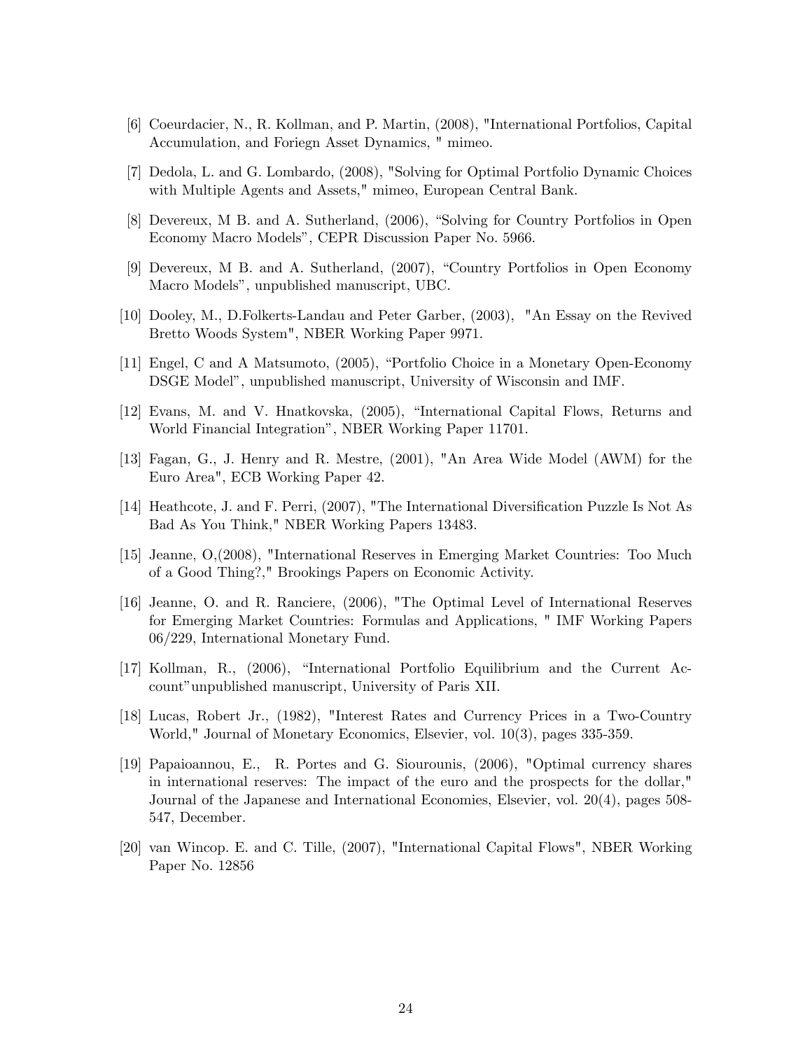[6] Coeurdacier, N., R. Kollman, and P. Martin, (2008), "International Portfolios, Capital Accumulation, and Foriegn Asset Dynamics, " mimeo.

[7] Dedola, L. and G. Lombardo, (2008), "Solving for Optimal Portfolio Dynamic Choices with Multiple Agents and Assets," mimeo, European Central Bank.

[8] Devereux, M B. and A. Sutherland, (2006), "Solving for Country Portfolios in Open Economy Macro Models", CEPR Discussion Paper No. 5966.

[9] Devereux, M B. and A. Sutherland, (2007), "Country Portfolios in Open Economy Macro Models", unpublished manuscript, UBC.

[10] Dooley, M., D.Folkerts-Landau and Peter Garber, (2003), "An Essay on the Revived Bretto Woods System", NBER Working Paper 9971.

[11] Engel, C and A Matsumoto, (2005), "Portfolio Choice in a Monetary Open-Economy DSGE Model", unpublished manuscript, University of Wisconsin and IMF.

[12] Evans, M. and V. Hnatkovska, (2005), "International Capital Flows, Returns and World Financial Integration", NBER Working Paper 11701.

[13] Fagan, G., J. Henry and R. Mestre, (2001), "An Area Wide Model (AWM) for the Euro Area", ECB Working Paper 42.

[14] Heathcote, J. and F. Perri, (2007), "The International Diversification Puzzle Is Not As Bad As You Think," NBER Working Papers 13483.

[15] Jeanne, O,(2008), "International Reserves in Emerging Market Countries: Too Much of a Good Thing?," Brookings Papers on Economic Activity.

[16] Jeanne, O. and R. Ranciere, (2006), "The Optimal Level of International Reserves for Emerging Market Countries: Formulas and Applications, " IMF Working Papers 06/229, International Monetary Fund.

[17] Kollman, R., (2006), "International Portfolio Equilibrium and the Current Account"unpublished manuscript, University of Paris XII.

[18] Lucas, Robert Jr., (1982), "Interest Rates and Currency Prices in a Two-Country World," Journal of Monetary Economics, Elsevier, vol. 10(3), pages 335-359.

[19] Papaioannou, E., R. Portes and G. Siourounis, (2006), "Optimal currency shares in international reserves: The impact of the euro and the prospects for the dollar," Journal of the Japanese and International Economies, Elsevier, vol. 20(4), pages 508-547, December.

[20] van Wincop. E. and C. Tille, (2007), "International Capital Flows", NBER Working Paper No. 12856